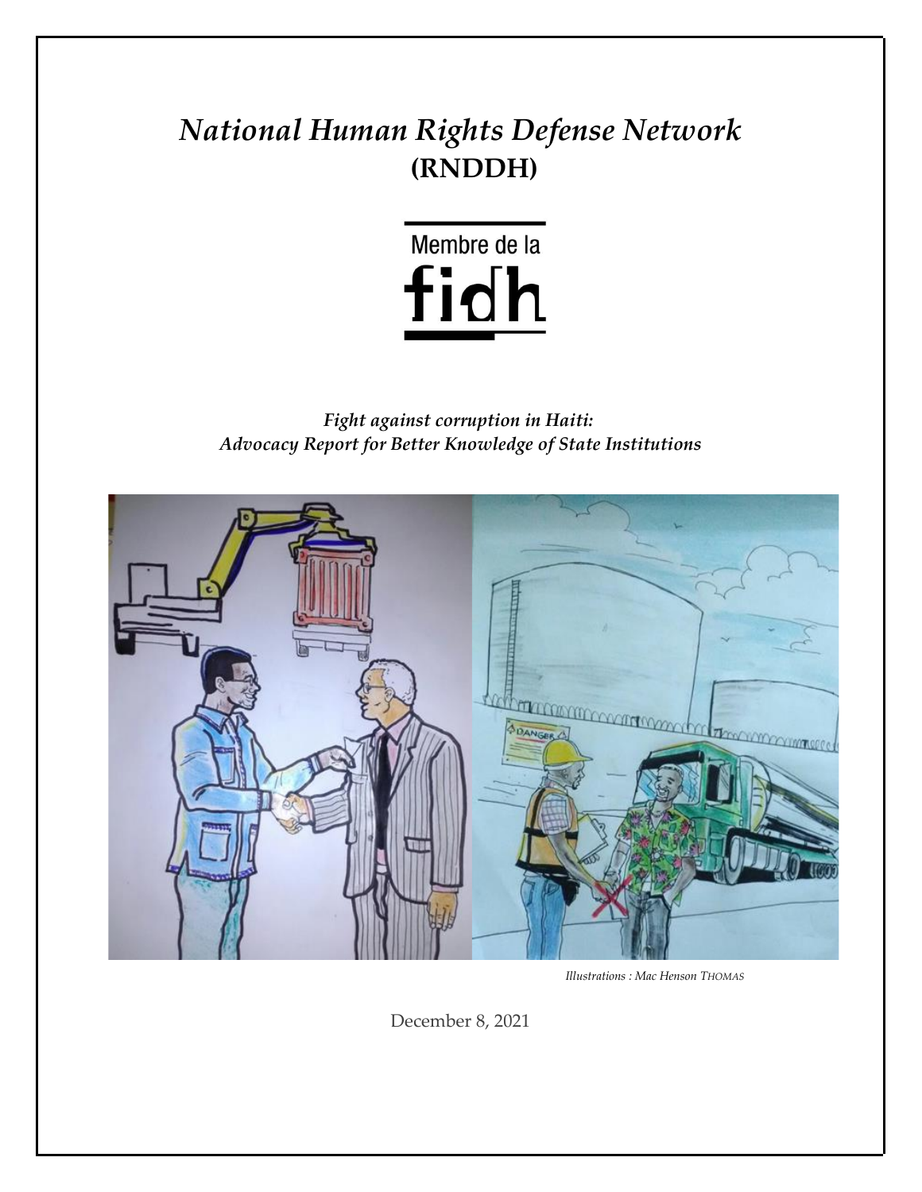# *National Human Rights Defense Network*
## (RNDDH)

Membre de la fidh

***Fight against corruption in Haiti:***
***Advocacy Report for Better Knowledge of State Institutions***

*Illustrations : Mac Henson THOMAS*

December 8, 2021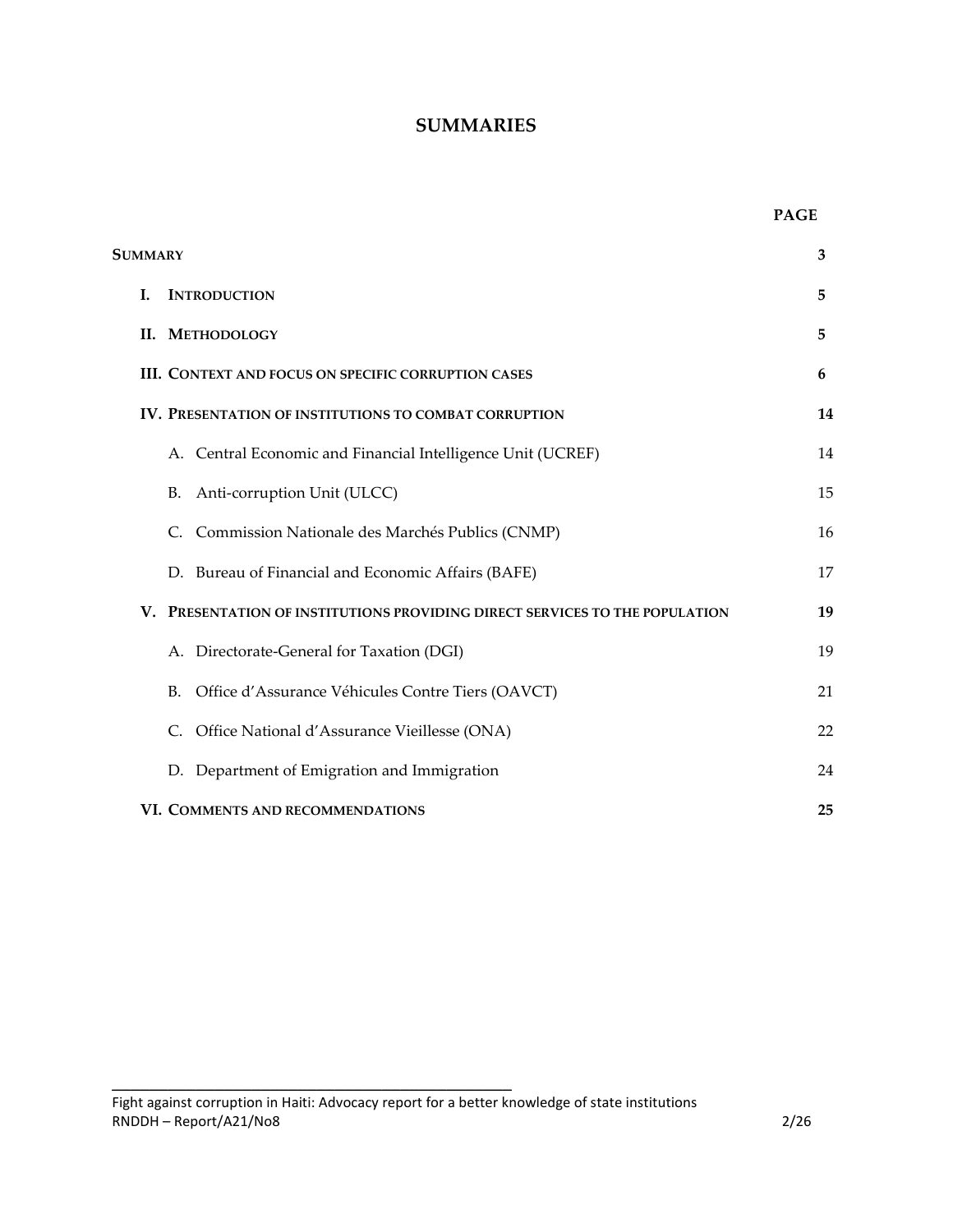# SUMMARIES

| | PAGE |
|---|---|
| **SUMMARY** | **3** |
| **I. INTRODUCTION** | **5** |
| **II. METHODOLOGY** | **5** |
| **III. CONTEXT AND FOCUS ON SPECIFIC CORRUPTION CASES** | **6** |
| **IV. PRESENTATION OF INSTITUTIONS TO COMBAT CORRUPTION** | **14** |
| A. Central Economic and Financial Intelligence Unit (UCREF) | 14 |
| B. Anti-corruption Unit (ULCC) | 15 |
| C. Commission Nationale des Marchés Publics (CNMP) | 16 |
| D. Bureau of Financial and Economic Affairs (BAFE) | 17 |
| **V. PRESENTATION OF INSTITUTIONS PROVIDING DIRECT SERVICES TO THE POPULATION** | **19** |
| A. Directorate-General for Taxation (DGI) | 19 |
| B. Office d'Assurance Véhicules Contre Tiers (OAVCT) | 21 |
| C. Office National d'Assurance Vieillesse (ONA) | 22 |
| D. Department of Emigration and Immigration | 24 |
| **VI. COMMENTS AND RECOMMENDATIONS** | **25** |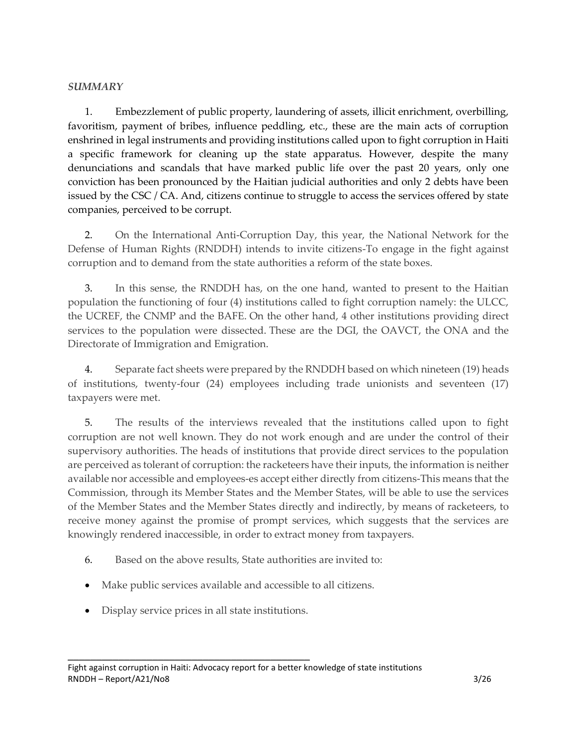*SUMMARY*

1. Embezzlement of public property, laundering of assets, illicit enrichment, overbilling, favoritism, payment of bribes, influence peddling, etc., these are the main acts of corruption enshrined in legal instruments and providing institutions called upon to fight corruption in Haiti a specific framework for cleaning up the state apparatus. However, despite the many denunciations and scandals that have marked public life over the past 20 years, only one conviction has been pronounced by the Haitian judicial authorities and only 2 debts have been issued by the CSC / CA. And, citizens continue to struggle to access the services offered by state companies, perceived to be corrupt.

2. On the International Anti-Corruption Day, this year, the National Network for the Defense of Human Rights (RNDDH) intends to invite citizens-To engage in the fight against corruption and to demand from the state authorities a reform of the state boxes.

3. In this sense, the RNDDH has, on the one hand, wanted to present to the Haitian population the functioning of four (4) institutions called to fight corruption namely: the ULCC, the UCREF, the CNMP and the BAFE. On the other hand, 4 other institutions providing direct services to the population were dissected. These are the DGI, the OAVCT, the ONA and the Directorate of Immigration and Emigration.

4. Separate fact sheets were prepared by the RNDDH based on which nineteen (19) heads of institutions, twenty-four (24) employees including trade unionists and seventeen (17) taxpayers were met.

5. The results of the interviews revealed that the institutions called upon to fight corruption are not well known. They do not work enough and are under the control of their supervisory authorities. The heads of institutions that provide direct services to the population are perceived as tolerant of corruption: the racketeers have their inputs, the information is neither available nor accessible and employees-es accept either directly from citizens-This means that the Commission, through its Member States and the Member States, will be able to use the services of the Member States and the Member States directly and indirectly, by means of racketeers, to receive money against the promise of prompt services, which suggests that the services are knowingly rendered inaccessible, in order to extract money from taxpayers.

6. Based on the above results, State authorities are invited to:

- Make public services available and accessible to all citizens.
- Display service prices in all state institutions.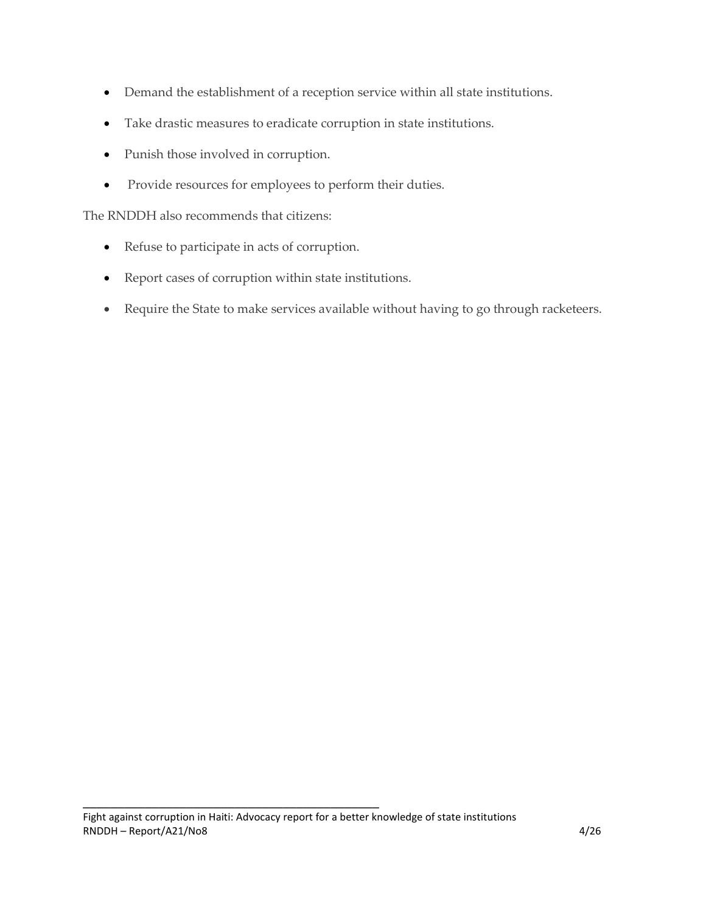- Demand the establishment of a reception service within all state institutions.
- Take drastic measures to eradicate corruption in state institutions.
- Punish those involved in corruption.
- Provide resources for employees to perform their duties.

The RNDDH also recommends that citizens:

- Refuse to participate in acts of corruption.
- Report cases of corruption within state institutions.
- Require the State to make services available without having to go through racketeers.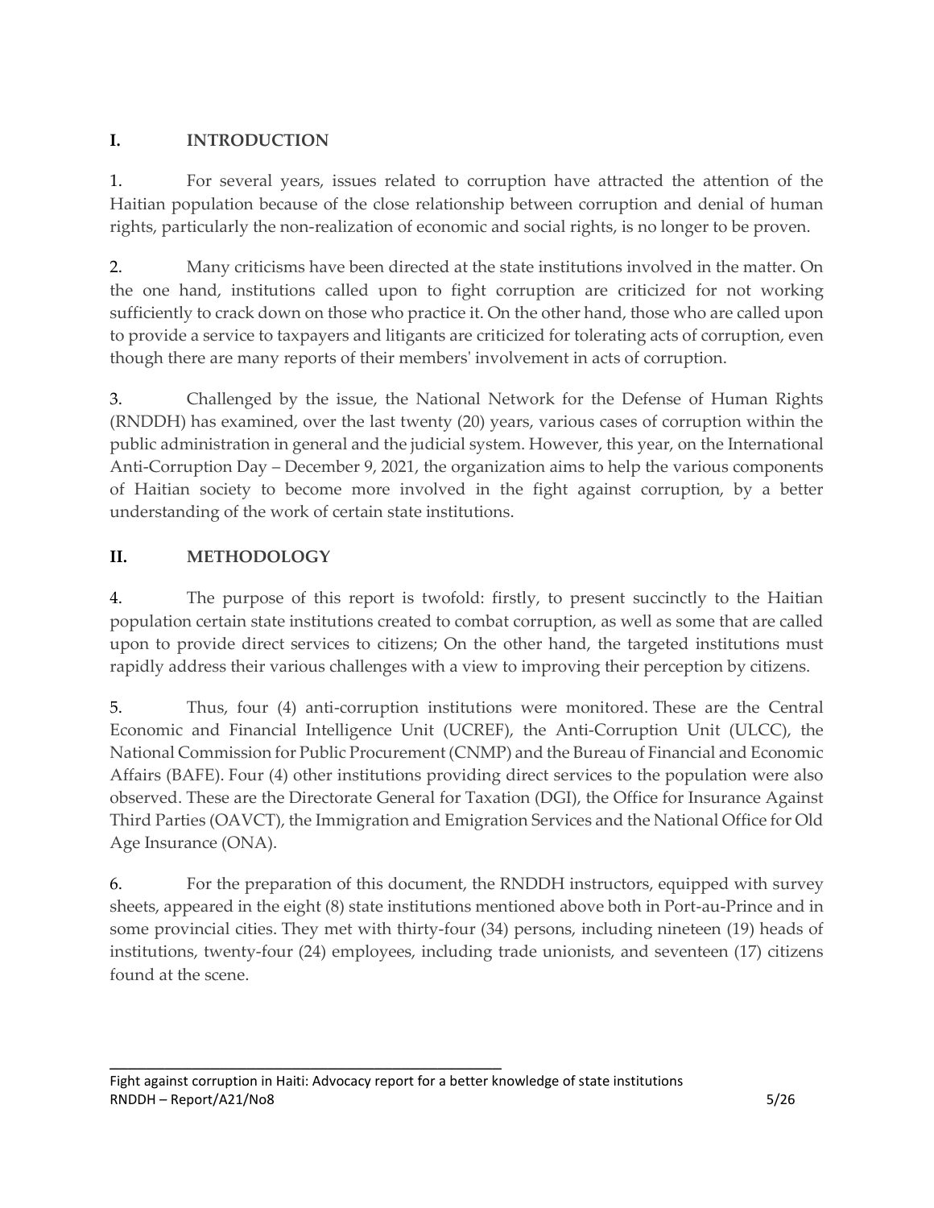## I. INTRODUCTION

1. For several years, issues related to corruption have attracted the attention of the Haitian population because of the close relationship between corruption and denial of human rights, particularly the non-realization of economic and social rights, is no longer to be proven.

2. Many criticisms have been directed at the state institutions involved in the matter. On the one hand, institutions called upon to fight corruption are criticized for not working sufficiently to crack down on those who practice it. On the other hand, those who are called upon to provide a service to taxpayers and litigants are criticized for tolerating acts of corruption, even though there are many reports of their members' involvement in acts of corruption.

3. Challenged by the issue, the National Network for the Defense of Human Rights (RNDDH) has examined, over the last twenty (20) years, various cases of corruption within the public administration in general and the judicial system. However, this year, on the International Anti-Corruption Day – December 9, 2021, the organization aims to help the various components of Haitian society to become more involved in the fight against corruption, by a better understanding of the work of certain state institutions.

## II. METHODOLOGY

4. The purpose of this report is twofold: firstly, to present succinctly to the Haitian population certain state institutions created to combat corruption, as well as some that are called upon to provide direct services to citizens; On the other hand, the targeted institutions must rapidly address their various challenges with a view to improving their perception by citizens.

5. Thus, four (4) anti-corruption institutions were monitored. These are the Central Economic and Financial Intelligence Unit (UCREF), the Anti-Corruption Unit (ULCC), the National Commission for Public Procurement (CNMP) and the Bureau of Financial and Economic Affairs (BAFE). Four (4) other institutions providing direct services to the population were also observed. These are the Directorate General for Taxation (DGI), the Office for Insurance Against Third Parties (OAVCT), the Immigration and Emigration Services and the National Office for Old Age Insurance (ONA).

6. For the preparation of this document, the RNDDH instructors, equipped with survey sheets, appeared in the eight (8) state institutions mentioned above both in Port-au-Prince and in some provincial cities. They met with thirty-four (34) persons, including nineteen (19) heads of institutions, twenty-four (24) employees, including trade unionists, and seventeen (17) citizens found at the scene.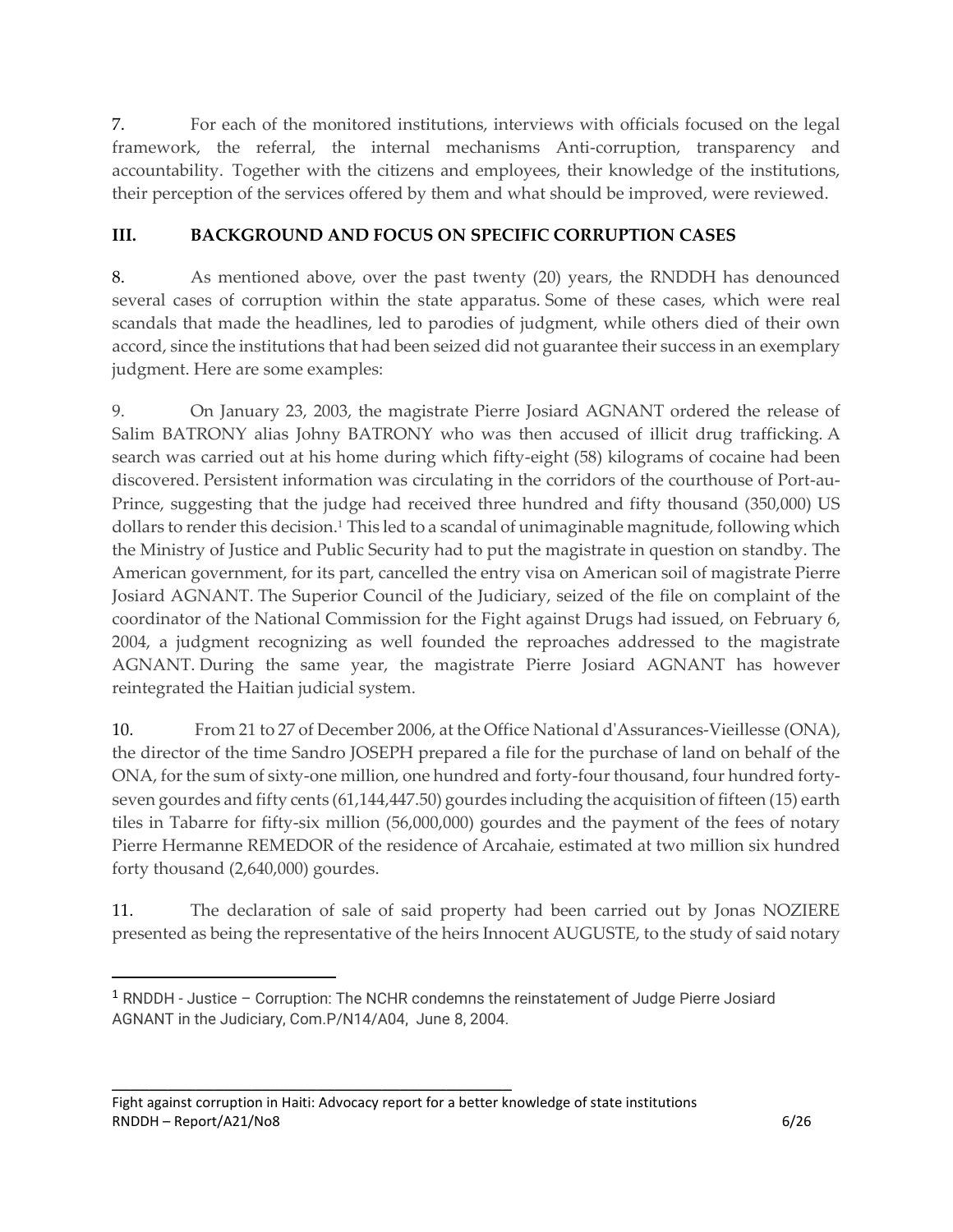7. For each of the monitored institutions, interviews with officials focused on the legal framework, the referral, the internal mechanisms Anti-corruption, transparency and accountability. Together with the citizens and employees, their knowledge of the institutions, their perception of the services offered by them and what should be improved, were reviewed.

## III. BACKGROUND AND FOCUS ON SPECIFIC CORRUPTION CASES

8. As mentioned above, over the past twenty (20) years, the RNDDH has denounced several cases of corruption within the state apparatus. Some of these cases, which were real scandals that made the headlines, led to parodies of judgment, while others died of their own accord, since the institutions that had been seized did not guarantee their success in an exemplary judgment. Here are some examples:

9. On January 23, 2003, the magistrate Pierre Josiard AGNANT ordered the release of Salim BATRONY alias Johny BATRONY who was then accused of illicit drug trafficking. A search was carried out at his home during which fifty-eight (58) kilograms of cocaine had been discovered. Persistent information was circulating in the corridors of the courthouse of Port-au-Prince, suggesting that the judge had received three hundred and fifty thousand (350,000) US dollars to render this decision.[1] This led to a scandal of unimaginable magnitude, following which the Ministry of Justice and Public Security had to put the magistrate in question on standby. The American government, for its part, cancelled the entry visa on American soil of magistrate Pierre Josiard AGNANT. The Superior Council of the Judiciary, seized of the file on complaint of the coordinator of the National Commission for the Fight against Drugs had issued, on February 6, 2004, a judgment recognizing as well founded the reproaches addressed to the magistrate AGNANT. During the same year, the magistrate Pierre Josiard AGNANT has however reintegrated the Haitian judicial system.

10. From 21 to 27 of December 2006, at the Office National d'Assurances-Vieillesse (ONA), the director of the time Sandro JOSEPH prepared a file for the purchase of land on behalf of the ONA, for the sum of sixty-one million, one hundred and forty-four thousand, four hundred forty-seven gourdes and fifty cents (61,144,447.50) gourdes including the acquisition of fifteen (15) earth tiles in Tabarre for fifty-six million (56,000,000) gourdes and the payment of the fees of notary Pierre Hermanne REMEDOR of the residence of Arcahaie, estimated at two million six hundred forty thousand (2,640,000) gourdes.

11. The declaration of sale of said property had been carried out by Jonas NOZIERE presented as being the representative of the heirs Innocent AUGUSTE, to the study of said notary

[1] RNDDH - Justice – Corruption: The NCHR condemns the reinstatement of Judge Pierre Josiard AGNANT in the Judiciary, Com.P/N14/A04, June 8, 2004.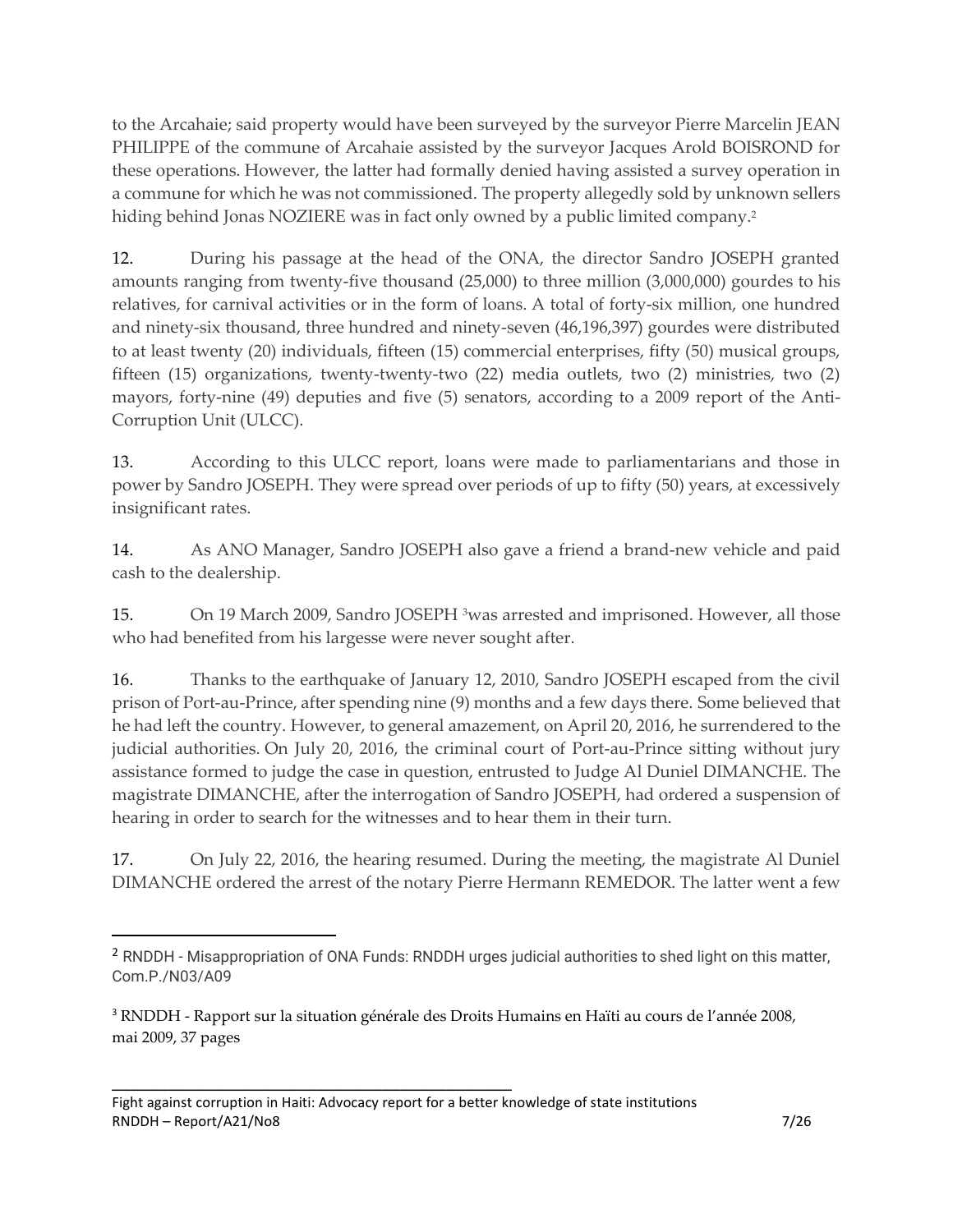to the Arcahaie; said property would have been surveyed by the surveyor Pierre Marcelin JEAN PHILIPPE of the commune of Arcahaie assisted by the surveyor Jacques Arold BOISROND for these operations. However, the latter had formally denied having assisted a survey operation in a commune for which he was not commissioned. The property allegedly sold by unknown sellers hiding behind Jonas NOZIERE was in fact only owned by a public limited company.[2]

12. During his passage at the head of the ONA, the director Sandro JOSEPH granted amounts ranging from twenty-five thousand (25,000) to three million (3,000,000) gourdes to his relatives, for carnival activities or in the form of loans. A total of forty-six million, one hundred and ninety-six thousand, three hundred and ninety-seven (46,196,397) gourdes were distributed to at least twenty (20) individuals, fifteen (15) commercial enterprises, fifty (50) musical groups, fifteen (15) organizations, twenty-twenty-two (22) media outlets, two (2) ministries, two (2) mayors, forty-nine (49) deputies and five (5) senators, according to a 2009 report of the Anti-Corruption Unit (ULCC).

13. According to this ULCC report, loans were made to parliamentarians and those in power by Sandro JOSEPH. They were spread over periods of up to fifty (50) years, at excessively insignificant rates.

14. As ANO Manager, Sandro JOSEPH also gave a friend a brand-new vehicle and paid cash to the dealership.

15. On 19 March 2009, Sandro JOSEPH [3]was arrested and imprisoned. However, all those who had benefited from his largesse were never sought after.

16. Thanks to the earthquake of January 12, 2010, Sandro JOSEPH escaped from the civil prison of Port-au-Prince, after spending nine (9) months and a few days there. Some believed that he had left the country. However, to general amazement, on April 20, 2016, he surrendered to the judicial authorities. On July 20, 2016, the criminal court of Port-au-Prince sitting without jury assistance formed to judge the case in question, entrusted to Judge Al Duniel DIMANCHE. The magistrate DIMANCHE, after the interrogation of Sandro JOSEPH, had ordered a suspension of hearing in order to search for the witnesses and to hear them in their turn.

17. On July 22, 2016, the hearing resumed. During the meeting, the magistrate Al Duniel DIMANCHE ordered the arrest of the notary Pierre Hermann REMEDOR. The latter went a few

---

[2] RNDDH - Misappropriation of ONA Funds: RNDDH urges judicial authorities to shed light on this matter, Com.P./N03/A09

[3] RNDDH - Rapport sur la situation générale des Droits Humains en Haïti au cours de l'année 2008, mai 2009, 37 pages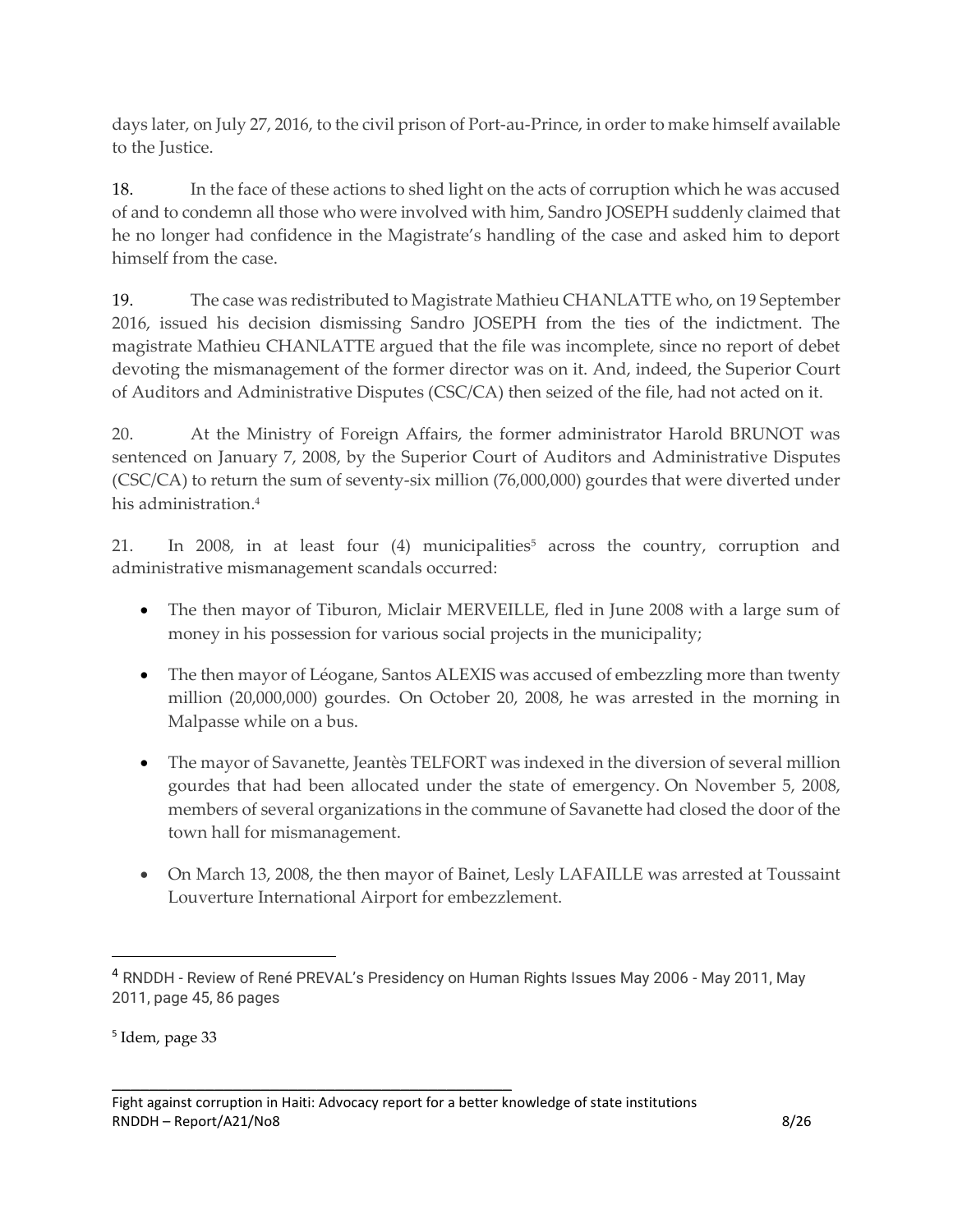days later, on July 27, 2016, to the civil prison of Port-au-Prince, in order to make himself available to the Justice.

18. In the face of these actions to shed light on the acts of corruption which he was accused of and to condemn all those who were involved with him, Sandro JOSEPH suddenly claimed that he no longer had confidence in the Magistrate's handling of the case and asked him to deport himself from the case.

19. The case was redistributed to Magistrate Mathieu CHANLATTE who, on 19 September 2016, issued his decision dismissing Sandro JOSEPH from the ties of the indictment. The magistrate Mathieu CHANLATTE argued that the file was incomplete, since no report of debet devoting the mismanagement of the former director was on it. And, indeed, the Superior Court of Auditors and Administrative Disputes (CSC/CA) then seized of the file, had not acted on it.

20. At the Ministry of Foreign Affairs, the former administrator Harold BRUNOT was sentenced on January 7, 2008, by the Superior Court of Auditors and Administrative Disputes (CSC/CA) to return the sum of seventy-six million (76,000,000) gourdes that were diverted under his administration.[4]

21. In 2008, in at least four (4) municipalities[5] across the country, corruption and administrative mismanagement scandals occurred:

- The then mayor of Tiburon, Miclair MERVEILLE, fled in June 2008 with a large sum of money in his possession for various social projects in the municipality;
- The then mayor of Léogane, Santos ALEXIS was accused of embezzling more than twenty million (20,000,000) gourdes. On October 20, 2008, he was arrested in the morning in Malpasse while on a bus.
- The mayor of Savanette, Jeantès TELFORT was indexed in the diversion of several million gourdes that had been allocated under the state of emergency. On November 5, 2008, members of several organizations in the commune of Savanette had closed the door of the town hall for mismanagement.
- On March 13, 2008, the then mayor of Bainet, Lesly LAFAILLE was arrested at Toussaint Louverture International Airport for embezzlement.

---

[4] RNDDH - Review of René PREVAL's Presidency on Human Rights Issues May 2006 - May 2011, May 2011, page 45, 86 pages

[5] Idem, page 33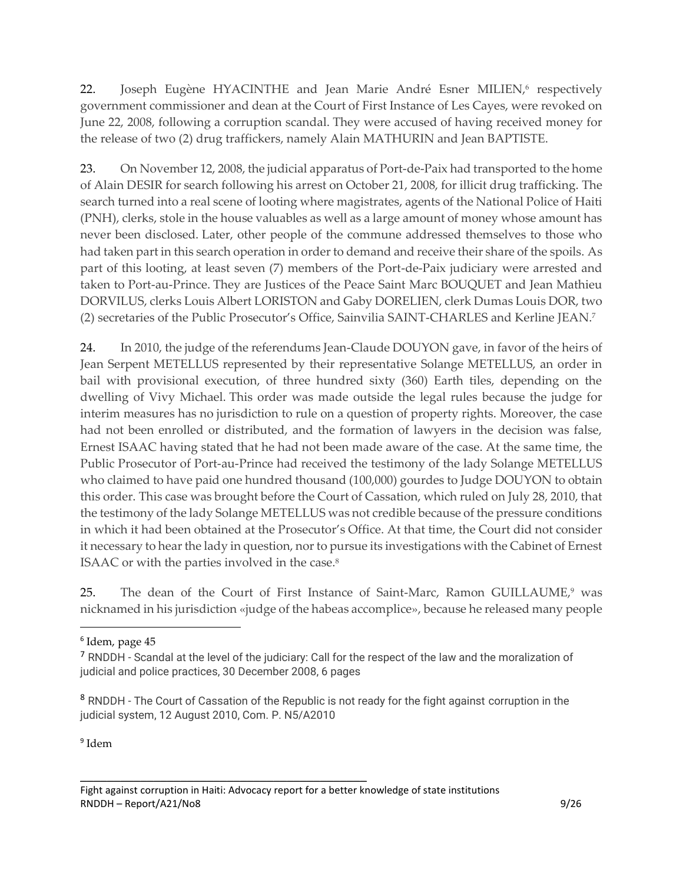22. Joseph Eugène HYACINTHE and Jean Marie André Esner MILIEN,[6] respectively government commissioner and dean at the Court of First Instance of Les Cayes, were revoked on June 22, 2008, following a corruption scandal. They were accused of having received money for the release of two (2) drug traffickers, namely Alain MATHURIN and Jean BAPTISTE.

23. On November 12, 2008, the judicial apparatus of Port-de-Paix had transported to the home of Alain DESIR for search following his arrest on October 21, 2008, for illicit drug trafficking. The search turned into a real scene of looting where magistrates, agents of the National Police of Haiti (PNH), clerks, stole in the house valuables as well as a large amount of money whose amount has never been disclosed. Later, other people of the commune addressed themselves to those who had taken part in this search operation in order to demand and receive their share of the spoils. As part of this looting, at least seven (7) members of the Port-de-Paix judiciary were arrested and taken to Port-au-Prince. They are Justices of the Peace Saint Marc BOUQUET and Jean Mathieu DORVILUS, clerks Louis Albert LORISTON and Gaby DORELIEN, clerk Dumas Louis DOR, two (2) secretaries of the Public Prosecutor's Office, Sainvilia SAINT-CHARLES and Kerline JEAN.[7]

24. In 2010, the judge of the referendums Jean-Claude DOUYON gave, in favor of the heirs of Jean Serpent METELLUS represented by their representative Solange METELLUS, an order in bail with provisional execution, of three hundred sixty (360) Earth tiles, depending on the dwelling of Vivy Michael. This order was made outside the legal rules because the judge for interim measures has no jurisdiction to rule on a question of property rights. Moreover, the case had not been enrolled or distributed, and the formation of lawyers in the decision was false, Ernest ISAAC having stated that he had not been made aware of the case. At the same time, the Public Prosecutor of Port-au-Prince had received the testimony of the lady Solange METELLUS who claimed to have paid one hundred thousand (100,000) gourdes to Judge DOUYON to obtain this order. This case was brought before the Court of Cassation, which ruled on July 28, 2010, that the testimony of the lady Solange METELLUS was not credible because of the pressure conditions in which it had been obtained at the Prosecutor's Office. At that time, the Court did not consider it necessary to hear the lady in question, nor to pursue its investigations with the Cabinet of Ernest ISAAC or with the parties involved in the case.[8]

25. The dean of the Court of First Instance of Saint-Marc, Ramon GUILLAUME,[9] was nicknamed in his jurisdiction «judge of the habeas accomplice», because he released many people

---

[6] Idem, page 45

[7] RNDDH - Scandal at the level of the judiciary: Call for the respect of the law and the moralization of judicial and police practices, 30 December 2008, 6 pages

[8] RNDDH - The Court of Cassation of the Republic is not ready for the fight against corruption in the judicial system, 12 August 2010, Com. P. N5/A2010

[9] Idem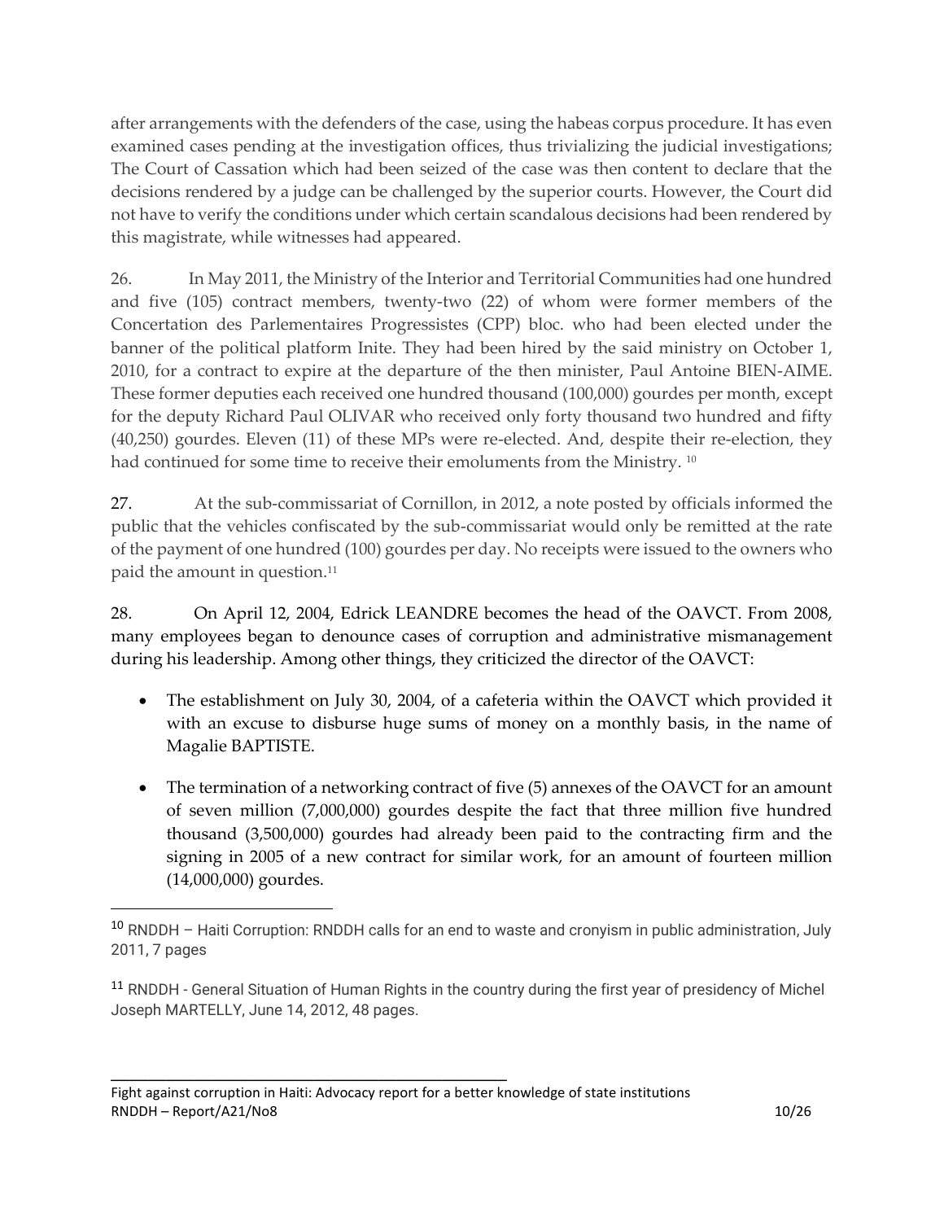after arrangements with the defenders of the case, using the habeas corpus procedure. It has even examined cases pending at the investigation offices, thus trivializing the judicial investigations; The Court of Cassation which had been seized of the case was then content to declare that the decisions rendered by a judge can be challenged by the superior courts. However, the Court did not have to verify the conditions under which certain scandalous decisions had been rendered by this magistrate, while witnesses had appeared.

26. In May 2011, the Ministry of the Interior and Territorial Communities had one hundred and five (105) contract members, twenty-two (22) of whom were former members of the Concertation des Parlementaires Progressistes (CPP) bloc. who had been elected under the banner of the political platform Inite. They had been hired by the said ministry on October 1, 2010, for a contract to expire at the departure of the then minister, Paul Antoine BIEN-AIME. These former deputies each received one hundred thousand (100,000) gourdes per month, except for the deputy Richard Paul OLIVAR who received only forty thousand two hundred and fifty (40,250) gourdes. Eleven (11) of these MPs were re-elected. And, despite their re-election, they had continued for some time to receive their emoluments from the Ministry. [10]

27. At the sub-commissariat of Cornillon, in 2012, a note posted by officials informed the public that the vehicles confiscated by the sub-commissariat would only be remitted at the rate of the payment of one hundred (100) gourdes per day. No receipts were issued to the owners who paid the amount in question.[11]

28. On April 12, 2004, Edrick LEANDRE becomes the head of the OAVCT. From 2008, many employees began to denounce cases of corruption and administrative mismanagement during his leadership. Among other things, they criticized the director of the OAVCT:

- The establishment on July 30, 2004, of a cafeteria within the OAVCT which provided it with an excuse to disburse huge sums of money on a monthly basis, in the name of Magalie BAPTISTE.
- The termination of a networking contract of five (5) annexes of the OAVCT for an amount of seven million (7,000,000) gourdes despite the fact that three million five hundred thousand (3,500,000) gourdes had already been paid to the contracting firm and the signing in 2005 of a new contract for similar work, for an amount of fourteen million (14,000,000) gourdes.

---

[10] RNDDH – Haiti Corruption: RNDDH calls for an end to waste and cronyism in public administration, July 2011, 7 pages

[11] RNDDH - General Situation of Human Rights in the country during the first year of presidency of Michel Joseph MARTELLY, June 14, 2012, 48 pages.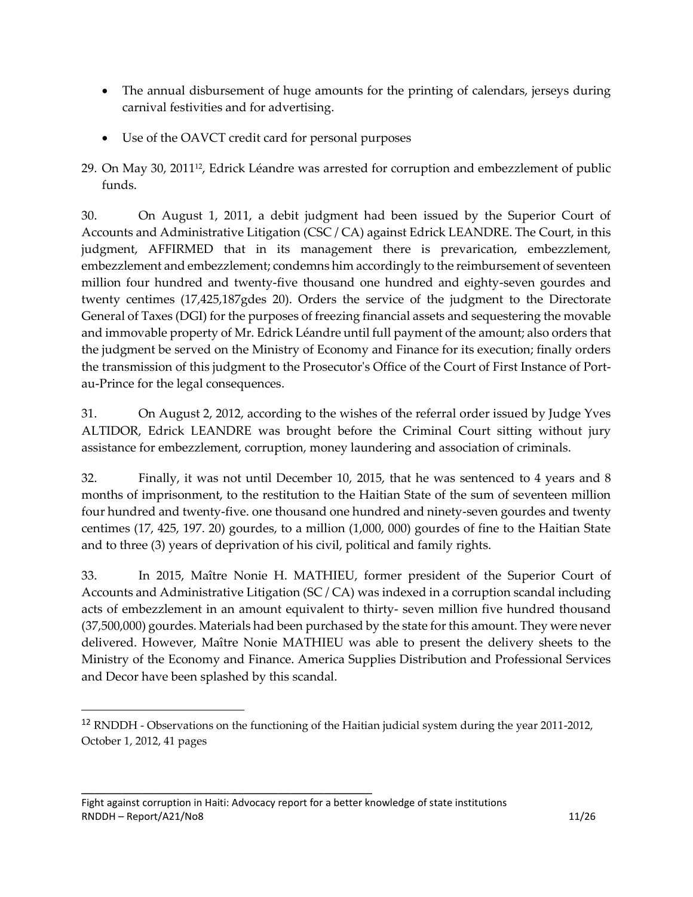- The annual disbursement of huge amounts for the printing of calendars, jerseys during carnival festivities and for advertising.
- Use of the OAVCT credit card for personal purposes

29. On May 30, 2011[12], Edrick Léandre was arrested for corruption and embezzlement of public funds.

30. On August 1, 2011, a debit judgment had been issued by the Superior Court of Accounts and Administrative Litigation (CSC / CA) against Edrick LEANDRE. The Court, in this judgment, AFFIRMED that in its management there is prevarication, embezzlement, embezzlement and embezzlement; condemns him accordingly to the reimbursement of seventeen million four hundred and twenty-five thousand one hundred and eighty-seven gourdes and twenty centimes (17,425,187gdes 20). Orders the service of the judgment to the Directorate General of Taxes (DGI) for the purposes of freezing financial assets and sequestering the movable and immovable property of Mr. Edrick Léandre until full payment of the amount; also orders that the judgment be served on the Ministry of Economy and Finance for its execution; finally orders the transmission of this judgment to the Prosecutor's Office of the Court of First Instance of Port-au-Prince for the legal consequences.

31. On August 2, 2012, according to the wishes of the referral order issued by Judge Yves ALTIDOR, Edrick LEANDRE was brought before the Criminal Court sitting without jury assistance for embezzlement, corruption, money laundering and association of criminals.

32. Finally, it was not until December 10, 2015, that he was sentenced to 4 years and 8 months of imprisonment, to the restitution to the Haitian State of the sum of seventeen million four hundred and twenty-five. one thousand one hundred and ninety-seven gourdes and twenty centimes (17, 425, 197. 20) gourdes, to a million (1,000, 000) gourdes of fine to the Haitian State and to three (3) years of deprivation of his civil, political and family rights.

33. In 2015, Maître Nonie H. MATHIEU, former president of the Superior Court of Accounts and Administrative Litigation (SC / CA) was indexed in a corruption scandal including acts of embezzlement in an amount equivalent to thirty- seven million five hundred thousand (37,500,000) gourdes. Materials had been purchased by the state for this amount. They were never delivered. However, Maître Nonie MATHIEU was able to present the delivery sheets to the Ministry of the Economy and Finance. America Supplies Distribution and Professional Services and Decor have been splashed by this scandal.

---

[12] RNDDH - Observations on the functioning of the Haitian judicial system during the year 2011-2012, October 1, 2012, 41 pages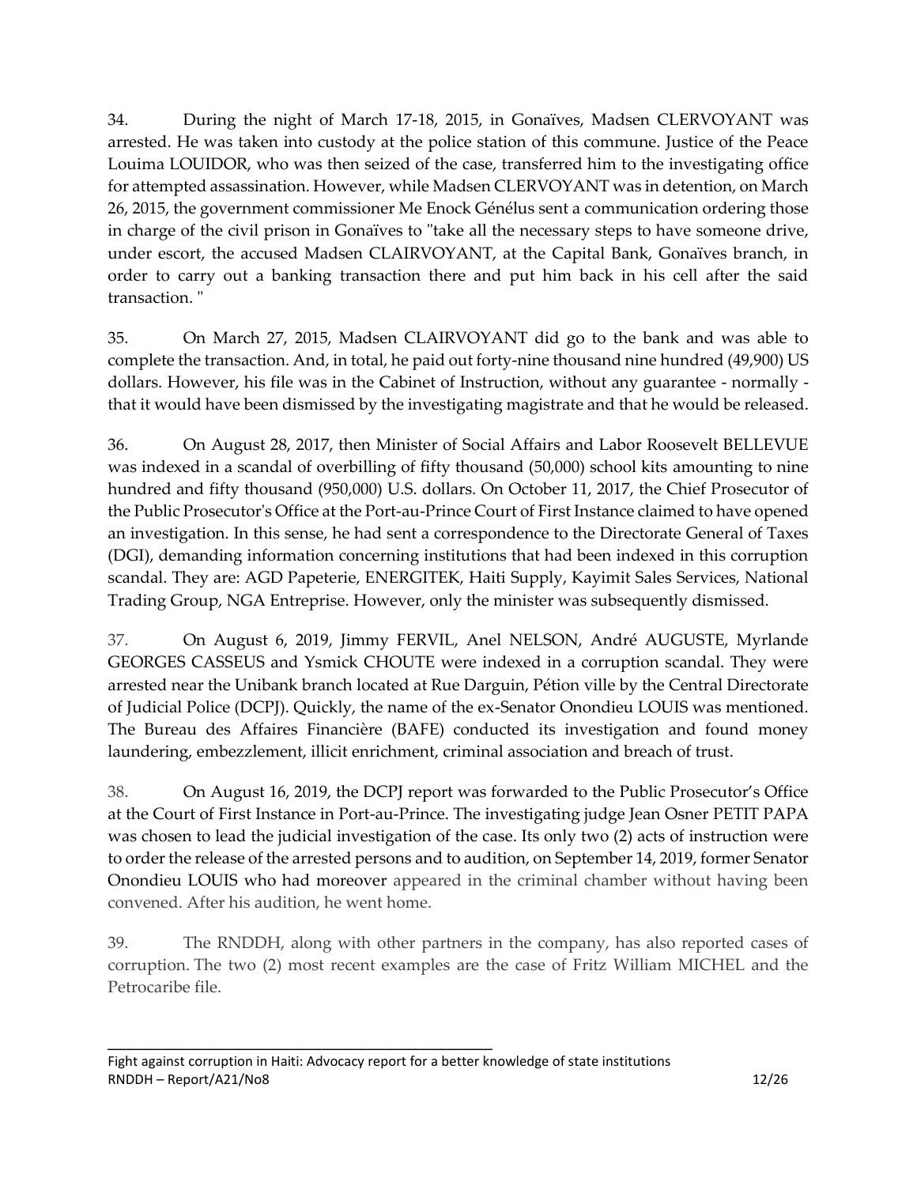34. During the night of March 17-18, 2015, in Gonaïves, Madsen CLERVOYANT was arrested. He was taken into custody at the police station of this commune. Justice of the Peace Louima LOUIDOR, who was then seized of the case, transferred him to the investigating office for attempted assassination. However, while Madsen CLERVOYANT was in detention, on March 26, 2015, the government commissioner Me Enock Génélus sent a communication ordering those in charge of the civil prison in Gonaïves to "take all the necessary steps to have someone drive, under escort, the accused Madsen CLAIRVOYANT, at the Capital Bank, Gonaïves branch, in order to carry out a banking transaction there and put him back in his cell after the said transaction. "

35. On March 27, 2015, Madsen CLAIRVOYANT did go to the bank and was able to complete the transaction. And, in total, he paid out forty-nine thousand nine hundred (49,900) US dollars. However, his file was in the Cabinet of Instruction, without any guarantee - normally - that it would have been dismissed by the investigating magistrate and that he would be released.

36. On August 28, 2017, then Minister of Social Affairs and Labor Roosevelt BELLEVUE was indexed in a scandal of overbilling of fifty thousand (50,000) school kits amounting to nine hundred and fifty thousand (950,000) U.S. dollars. On October 11, 2017, the Chief Prosecutor of the Public Prosecutor's Office at the Port-au-Prince Court of First Instance claimed to have opened an investigation. In this sense, he had sent a correspondence to the Directorate General of Taxes (DGI), demanding information concerning institutions that had been indexed in this corruption scandal. They are: AGD Papeterie, ENERGITEK, Haiti Supply, Kayimit Sales Services, National Trading Group, NGA Entreprise. However, only the minister was subsequently dismissed.

37. On August 6, 2019, Jimmy FERVIL, Anel NELSON, André AUGUSTE, Myrlande GEORGES CASSEUS and Ysmick CHOUTE were indexed in a corruption scandal. They were arrested near the Unibank branch located at Rue Darguin, Pétion ville by the Central Directorate of Judicial Police (DCPJ). Quickly, the name of the ex-Senator Onondieu LOUIS was mentioned. The Bureau des Affaires Financière (BAFE) conducted its investigation and found money laundering, embezzlement, illicit enrichment, criminal association and breach of trust.

38. On August 16, 2019, the DCPJ report was forwarded to the Public Prosecutor's Office at the Court of First Instance in Port-au-Prince. The investigating judge Jean Osner PETIT PAPA was chosen to lead the judicial investigation of the case. Its only two (2) acts of instruction were to order the release of the arrested persons and to audition, on September 14, 2019, former Senator Onondieu LOUIS who had moreover appeared in the criminal chamber without having been convened. After his audition, he went home.

39. The RNDDH, along with other partners in the company, has also reported cases of corruption. The two (2) most recent examples are the case of Fritz William MICHEL and the Petrocaribe file.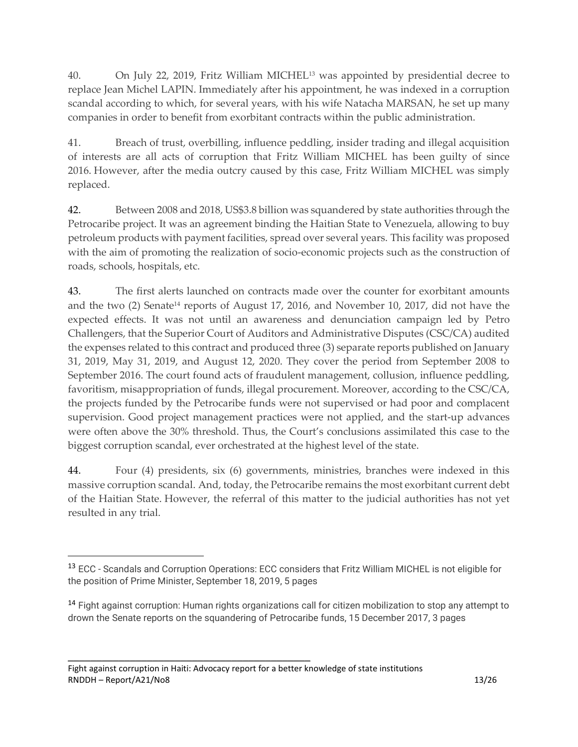40. On July 22, 2019, Fritz William MICHEL[13] was appointed by presidential decree to replace Jean Michel LAPIN. Immediately after his appointment, he was indexed in a corruption scandal according to which, for several years, with his wife Natacha MARSAN, he set up many companies in order to benefit from exorbitant contracts within the public administration.

41. Breach of trust, overbilling, influence peddling, insider trading and illegal acquisition of interests are all acts of corruption that Fritz William MICHEL has been guilty of since 2016. However, after the media outcry caused by this case, Fritz William MICHEL was simply replaced.

42. Between 2008 and 2018, US$3.8 billion was squandered by state authorities through the Petrocaribe project. It was an agreement binding the Haitian State to Venezuela, allowing to buy petroleum products with payment facilities, spread over several years. This facility was proposed with the aim of promoting the realization of socio-economic projects such as the construction of roads, schools, hospitals, etc.

43. The first alerts launched on contracts made over the counter for exorbitant amounts and the two (2) Senate[14] reports of August 17, 2016, and November 10, 2017, did not have the expected effects. It was not until an awareness and denunciation campaign led by Petro Challengers, that the Superior Court of Auditors and Administrative Disputes (CSC/CA) audited the expenses related to this contract and produced three (3) separate reports published on January 31, 2019, May 31, 2019, and August 12, 2020. They cover the period from September 2008 to September 2016. The court found acts of fraudulent management, collusion, influence peddling, favoritism, misappropriation of funds, illegal procurement. Moreover, according to the CSC/CA, the projects funded by the Petrocaribe funds were not supervised or had poor and complacent supervision. Good project management practices were not applied, and the start-up advances were often above the 30% threshold. Thus, the Court's conclusions assimilated this case to the biggest corruption scandal, ever orchestrated at the highest level of the state.

44. Four (4) presidents, six (6) governments, ministries, branches were indexed in this massive corruption scandal. And, today, the Petrocaribe remains the most exorbitant current debt of the Haitian State. However, the referral of this matter to the judicial authorities has not yet resulted in any trial.

---

[13] ECC - Scandals and Corruption Operations: ECC considers that Fritz William MICHEL is not eligible for the position of Prime Minister, September 18, 2019, 5 pages

[14] Fight against corruption: Human rights organizations call for citizen mobilization to stop any attempt to drown the Senate reports on the squandering of Petrocaribe funds, 15 December 2017, 3 pages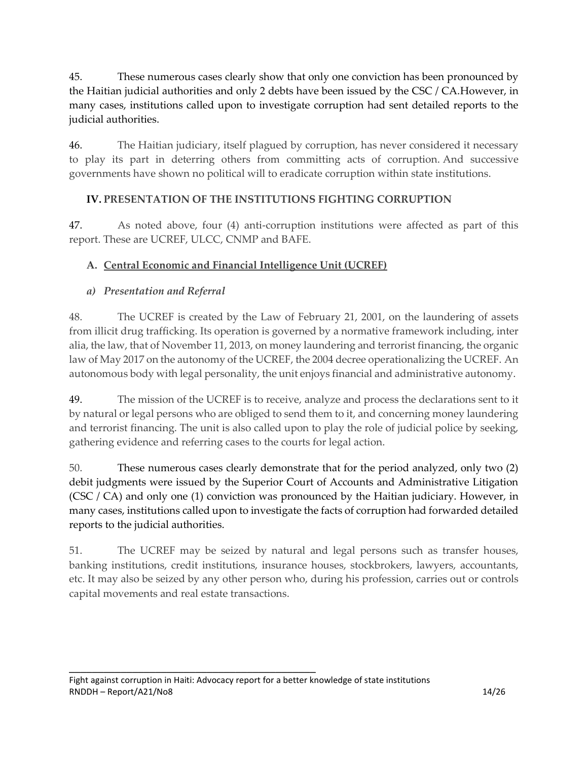45. These numerous cases clearly show that only one conviction has been pronounced by the Haitian judicial authorities and only 2 debts have been issued by the CSC / CA.However, in many cases, institutions called upon to investigate corruption had sent detailed reports to the judicial authorities.

46. The Haitian judiciary, itself plagued by corruption, has never considered it necessary to play its part in deterring others from committing acts of corruption. And successive governments have shown no political will to eradicate corruption within state institutions.

## IV. PRESENTATION OF THE INSTITUTIONS FIGHTING CORRUPTION

47. As noted above, four (4) anti-corruption institutions were affected as part of this report. These are UCREF, ULCC, CNMP and BAFE.

### A. Central Economic and Financial Intelligence Unit (UCREF)

#### *a) Presentation and Referral*

48. The UCREF is created by the Law of February 21, 2001, on the laundering of assets from illicit drug trafficking. Its operation is governed by a normative framework including, inter alia, the law, that of November 11, 2013, on money laundering and terrorist financing, the organic law of May 2017 on the autonomy of the UCREF, the 2004 decree operationalizing the UCREF. An autonomous body with legal personality, the unit enjoys financial and administrative autonomy.

49. The mission of the UCREF is to receive, analyze and process the declarations sent to it by natural or legal persons who are obliged to send them to it, and concerning money laundering and terrorist financing. The unit is also called upon to play the role of judicial police by seeking, gathering evidence and referring cases to the courts for legal action.

50. These numerous cases clearly demonstrate that for the period analyzed, only two (2) debit judgments were issued by the Superior Court of Accounts and Administrative Litigation (CSC / CA) and only one (1) conviction was pronounced by the Haitian judiciary. However, in many cases, institutions called upon to investigate the facts of corruption had forwarded detailed reports to the judicial authorities.

51. The UCREF may be seized by natural and legal persons such as transfer houses, banking institutions, credit institutions, insurance houses, stockbrokers, lawyers, accountants, etc. It may also be seized by any other person who, during his profession, carries out or controls capital movements and real estate transactions.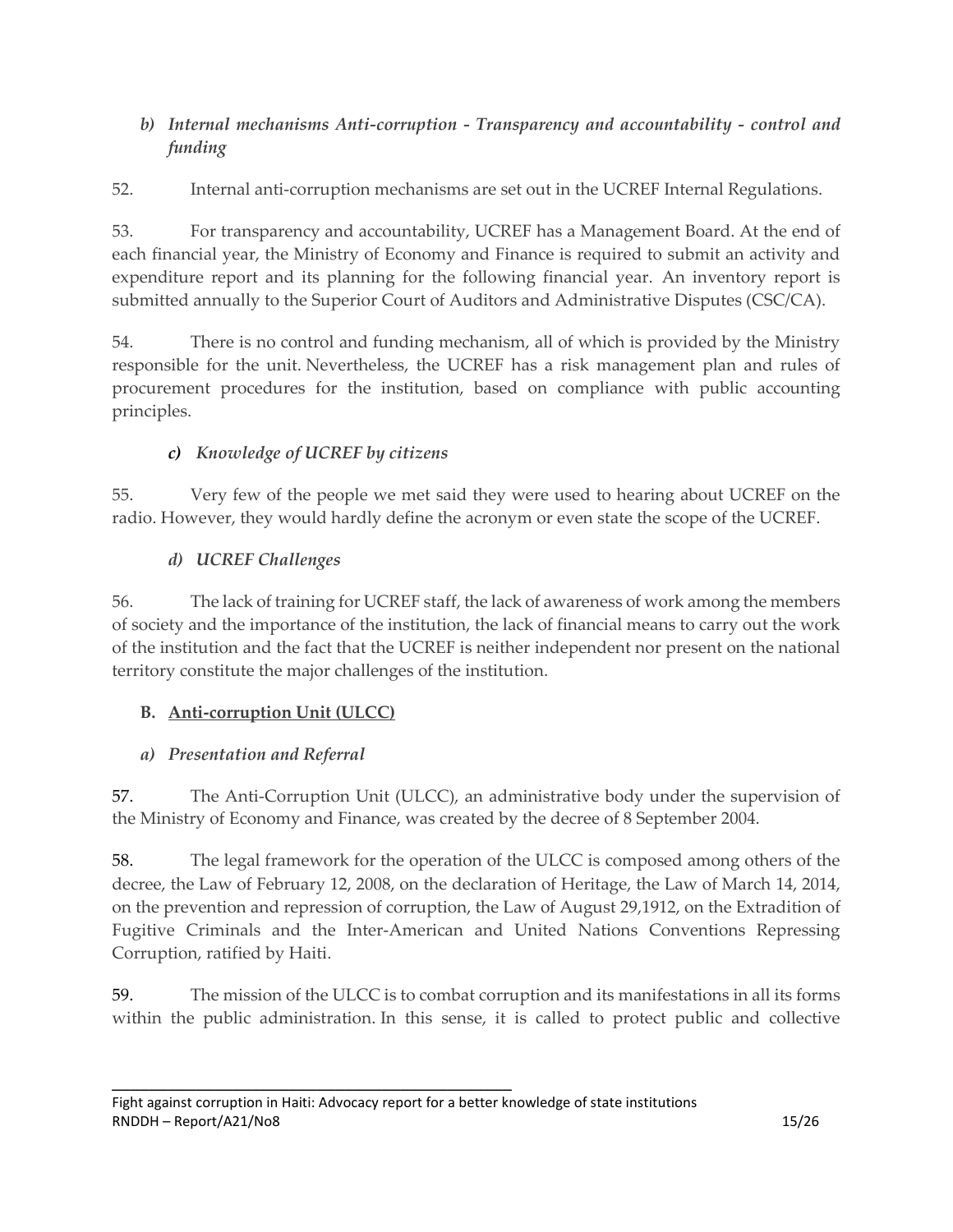### *b) Internal mechanisms Anti-corruption - Transparency and accountability - control and funding*

52. Internal anti-corruption mechanisms are set out in the UCREF Internal Regulations.

53. For transparency and accountability, UCREF has a Management Board. At the end of each financial year, the Ministry of Economy and Finance is required to submit an activity and expenditure report and its planning for the following financial year. An inventory report is submitted annually to the Superior Court of Auditors and Administrative Disputes (CSC/CA).

54. There is no control and funding mechanism, all of which is provided by the Ministry responsible for the unit. Nevertheless, the UCREF has a risk management plan and rules of procurement procedures for the institution, based on compliance with public accounting principles.

### *c) Knowledge of UCREF by citizens*

55. Very few of the people we met said they were used to hearing about UCREF on the radio. However, they would hardly define the acronym or even state the scope of the UCREF.

### *d) UCREF Challenges*

56. The lack of training for UCREF staff, the lack of awareness of work among the members of society and the importance of the institution, the lack of financial means to carry out the work of the institution and the fact that the UCREF is neither independent nor present on the national territory constitute the major challenges of the institution.

## B. <u>Anti-corruption Unit (ULCC)</u>

### *a) Presentation and Referral*

57. The Anti-Corruption Unit (ULCC), an administrative body under the supervision of the Ministry of Economy and Finance, was created by the decree of 8 September 2004.

58. The legal framework for the operation of the ULCC is composed among others of the decree, the Law of February 12, 2008, on the declaration of Heritage, the Law of March 14, 2014, on the prevention and repression of corruption, the Law of August 29,1912, on the Extradition of Fugitive Criminals and the Inter-American and United Nations Conventions Repressing Corruption, ratified by Haiti.

59. The mission of the ULCC is to combat corruption and its manifestations in all its forms within the public administration. In this sense, it is called to protect public and collective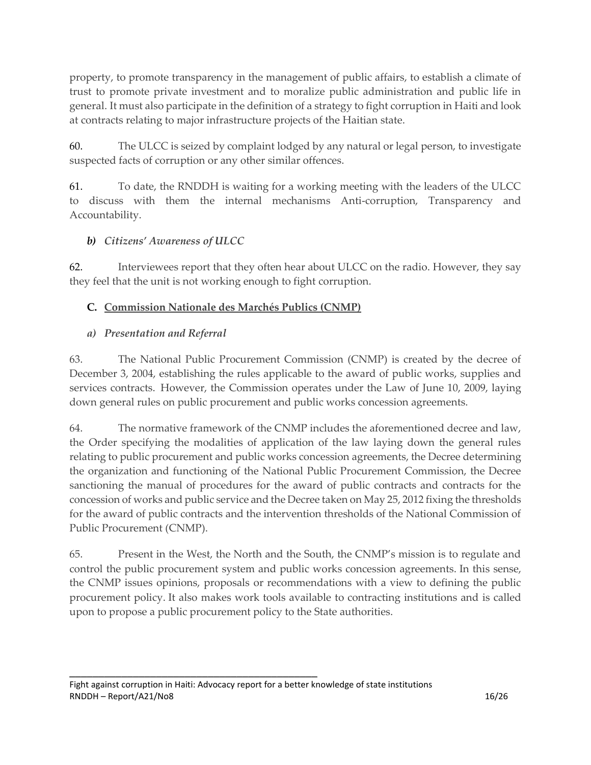property, to promote transparency in the management of public affairs, to establish a climate of trust to promote private investment and to moralize public administration and public life in general. It must also participate in the definition of a strategy to fight corruption in Haiti and look at contracts relating to major infrastructure projects of the Haitian state.

60. The ULCC is seized by complaint lodged by any natural or legal person, to investigate suspected facts of corruption or any other similar offences.

61. To date, the RNDDH is waiting for a working meeting with the leaders of the ULCC to discuss with them the internal mechanisms Anti-corruption, Transparency and Accountability.

### *b) Citizens' Awareness of ULCC*

62. Interviewees report that they often hear about ULCC on the radio. However, they say they feel that the unit is not working enough to fight corruption.

## **C. Commission Nationale des Marchés Publics (CNMP)**

### *a) Presentation and Referral*

63. The National Public Procurement Commission (CNMP) is created by the decree of December 3, 2004, establishing the rules applicable to the award of public works, supplies and services contracts. However, the Commission operates under the Law of June 10, 2009, laying down general rules on public procurement and public works concession agreements.

64. The normative framework of the CNMP includes the aforementioned decree and law, the Order specifying the modalities of application of the law laying down the general rules relating to public procurement and public works concession agreements, the Decree determining the organization and functioning of the National Public Procurement Commission, the Decree sanctioning the manual of procedures for the award of public contracts and contracts for the concession of works and public service and the Decree taken on May 25, 2012 fixing the thresholds for the award of public contracts and the intervention thresholds of the National Commission of Public Procurement (CNMP).

65. Present in the West, the North and the South, the CNMP's mission is to regulate and control the public procurement system and public works concession agreements. In this sense, the CNMP issues opinions, proposals or recommendations with a view to defining the public procurement policy. It also makes work tools available to contracting institutions and is called upon to propose a public procurement policy to the State authorities.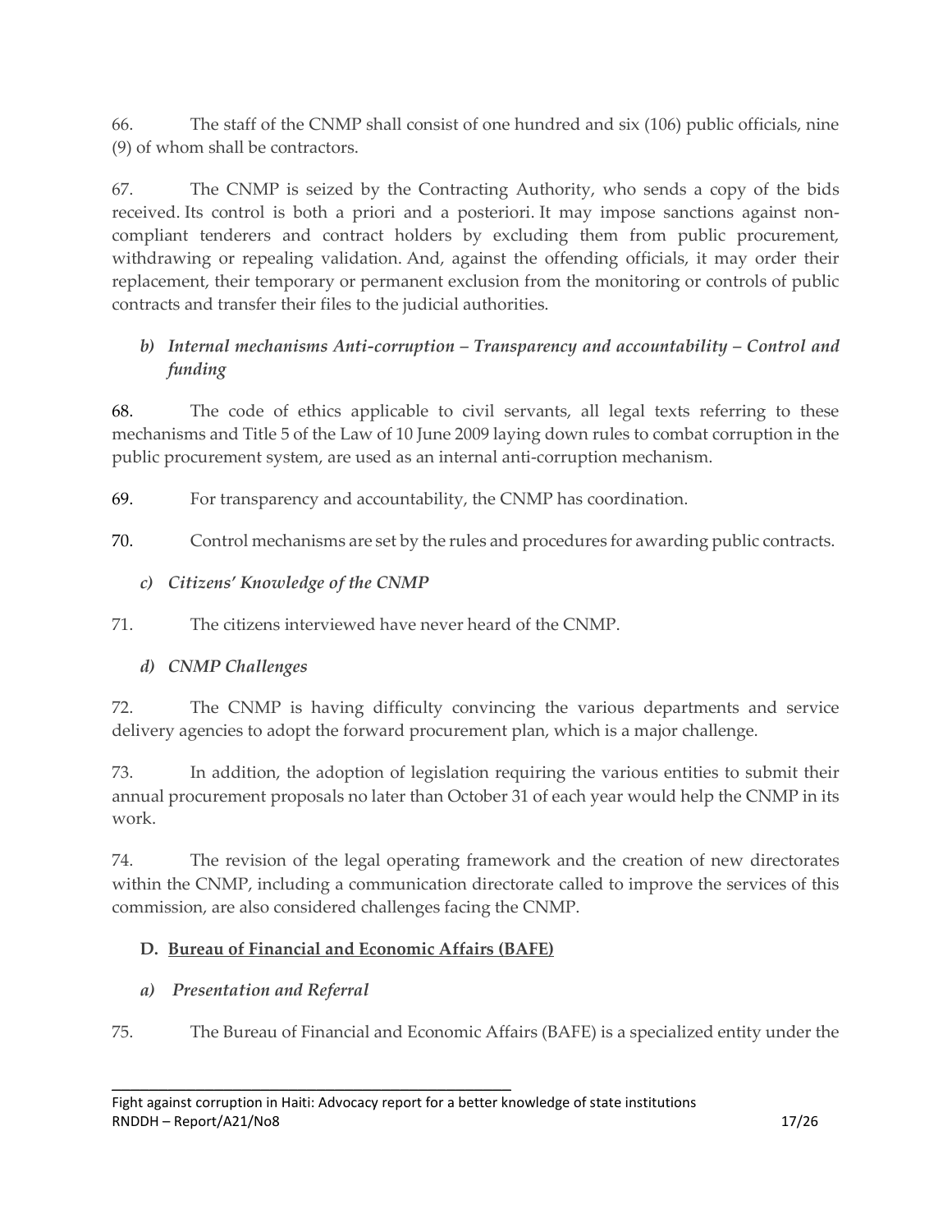66. The staff of the CNMP shall consist of one hundred and six (106) public officials, nine (9) of whom shall be contractors.

67. The CNMP is seized by the Contracting Authority, who sends a copy of the bids received. Its control is both a priori and a posteriori. It may impose sanctions against non-compliant tenderers and contract holders by excluding them from public procurement, withdrawing or repealing validation. And, against the offending officials, it may order their replacement, their temporary or permanent exclusion from the monitoring or controls of public contracts and transfer their files to the judicial authorities.

*b) Internal mechanisms Anti-corruption – Transparency and accountability – Control and funding*

68. The code of ethics applicable to civil servants, all legal texts referring to these mechanisms and Title 5 of the Law of 10 June 2009 laying down rules to combat corruption in the public procurement system, are used as an internal anti-corruption mechanism.

69. For transparency and accountability, the CNMP has coordination.

70. Control mechanisms are set by the rules and procedures for awarding public contracts.

*c) Citizens' Knowledge of the CNMP*

71. The citizens interviewed have never heard of the CNMP.

*d) CNMP Challenges*

72. The CNMP is having difficulty convincing the various departments and service delivery agencies to adopt the forward procurement plan, which is a major challenge.

73. In addition, the adoption of legislation requiring the various entities to submit their annual procurement proposals no later than October 31 of each year would help the CNMP in its work.

74. The revision of the legal operating framework and the creation of new directorates within the CNMP, including a communication directorate called to improve the services of this commission, are also considered challenges facing the CNMP.

### D. Bureau of Financial and Economic Affairs (BAFE)

*a) Presentation and Referral*

75. The Bureau of Financial and Economic Affairs (BAFE) is a specialized entity under the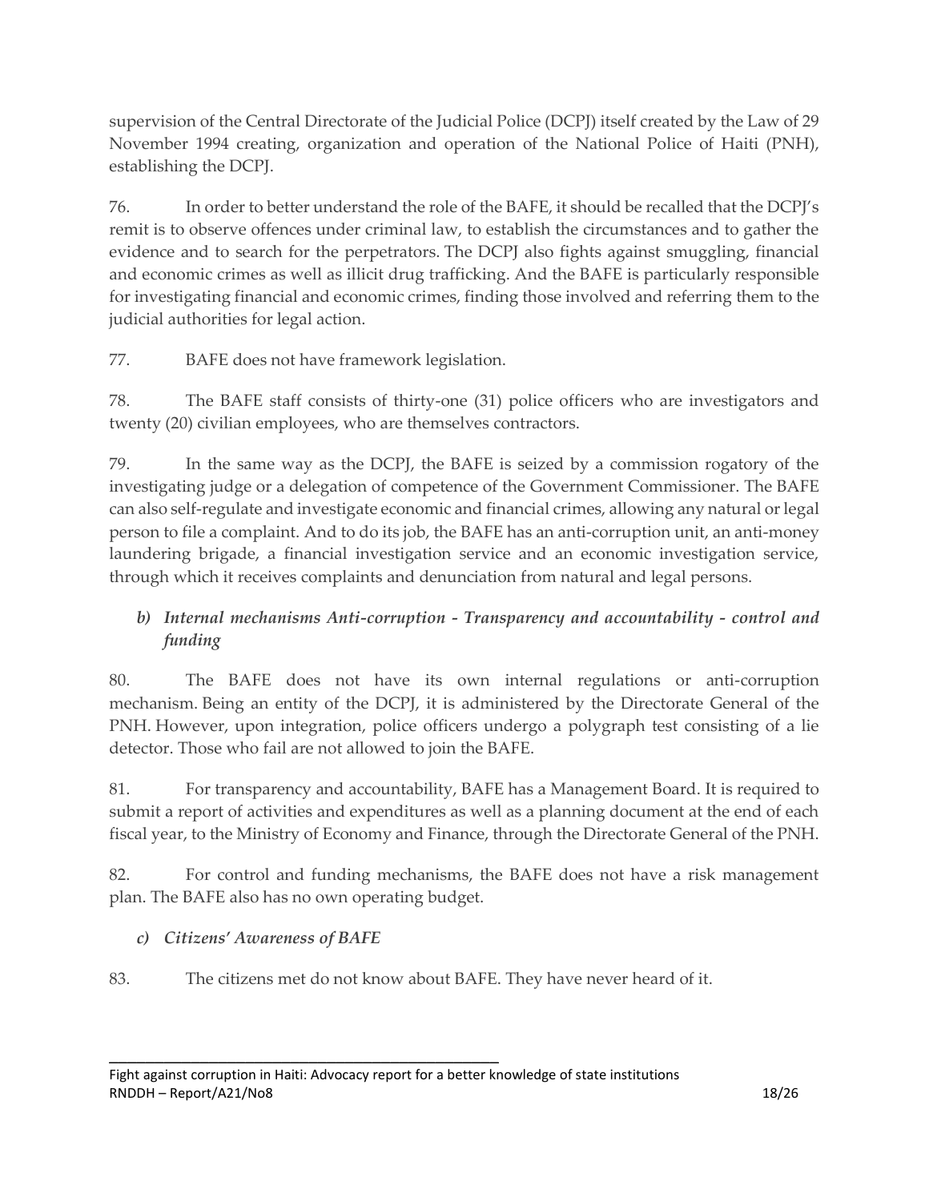supervision of the Central Directorate of the Judicial Police (DCPJ) itself created by the Law of 29 November 1994 creating, organization and operation of the National Police of Haiti (PNH), establishing the DCPJ.

76. In order to better understand the role of the BAFE, it should be recalled that the DCPJ's remit is to observe offences under criminal law, to establish the circumstances and to gather the evidence and to search for the perpetrators. The DCPJ also fights against smuggling, financial and economic crimes as well as illicit drug trafficking. And the BAFE is particularly responsible for investigating financial and economic crimes, finding those involved and referring them to the judicial authorities for legal action.

77. BAFE does not have framework legislation.

78. The BAFE staff consists of thirty-one (31) police officers who are investigators and twenty (20) civilian employees, who are themselves contractors.

79. In the same way as the DCPJ, the BAFE is seized by a commission rogatory of the investigating judge or a delegation of competence of the Government Commissioner. The BAFE can also self-regulate and investigate economic and financial crimes, allowing any natural or legal person to file a complaint. And to do its job, the BAFE has an anti-corruption unit, an anti-money laundering brigade, a financial investigation service and an economic investigation service, through which it receives complaints and denunciation from natural and legal persons.

### *b) Internal mechanisms Anti-corruption - Transparency and accountability - control and funding*

80. The BAFE does not have its own internal regulations or anti-corruption mechanism. Being an entity of the DCPJ, it is administered by the Directorate General of the PNH. However, upon integration, police officers undergo a polygraph test consisting of a lie detector. Those who fail are not allowed to join the BAFE.

81. For transparency and accountability, BAFE has a Management Board. It is required to submit a report of activities and expenditures as well as a planning document at the end of each fiscal year, to the Ministry of Economy and Finance, through the Directorate General of the PNH.

82. For control and funding mechanisms, the BAFE does not have a risk management plan. The BAFE also has no own operating budget.

### *c) Citizens' Awareness of BAFE*

83. The citizens met do not know about BAFE. They have never heard of it.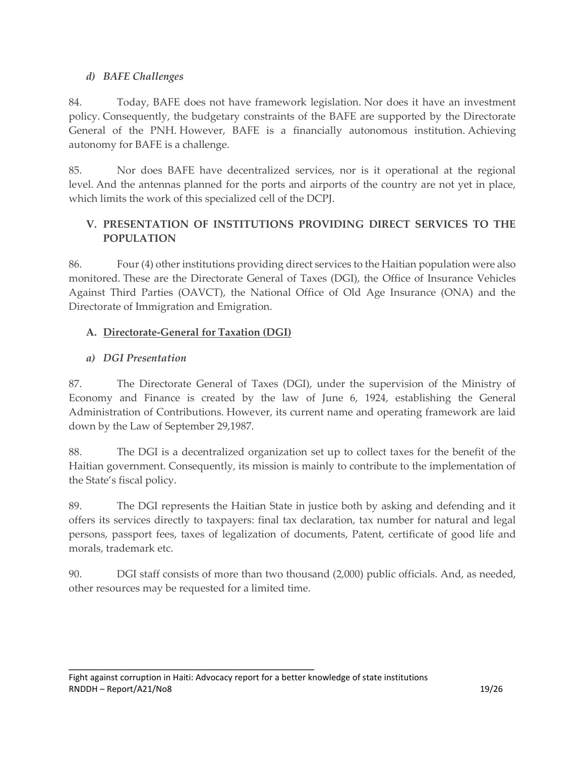### d) *BAFE Challenges*

84. Today, BAFE does not have framework legislation. Nor does it have an investment policy. Consequently, the budgetary constraints of the BAFE are supported by the Directorate General of the PNH. However, BAFE is a financially autonomous institution. Achieving autonomy for BAFE is a challenge.

85. Nor does BAFE have decentralized services, nor is it operational at the regional level. And the antennas planned for the ports and airports of the country are not yet in place, which limits the work of this specialized cell of the DCPJ.

## V. PRESENTATION OF INSTITUTIONS PROVIDING DIRECT SERVICES TO THE POPULATION

86. Four (4) other institutions providing direct services to the Haitian population were also monitored. These are the Directorate General of Taxes (DGI), the Office of Insurance Vehicles Against Third Parties (OAVCT), the National Office of Old Age Insurance (ONA) and the Directorate of Immigration and Emigration.

### A. Directorate-General for Taxation (DGI)

### a) *DGI Presentation*

87. The Directorate General of Taxes (DGI), under the supervision of the Ministry of Economy and Finance is created by the law of June 6, 1924, establishing the General Administration of Contributions. However, its current name and operating framework are laid down by the Law of September 29,1987.

88. The DGI is a decentralized organization set up to collect taxes for the benefit of the Haitian government. Consequently, its mission is mainly to contribute to the implementation of the State's fiscal policy.

89. The DGI represents the Haitian State in justice both by asking and defending and it offers its services directly to taxpayers: final tax declaration, tax number for natural and legal persons, passport fees, taxes of legalization of documents, Patent, certificate of good life and morals, trademark etc.

90. DGI staff consists of more than two thousand (2,000) public officials. And, as needed, other resources may be requested for a limited time.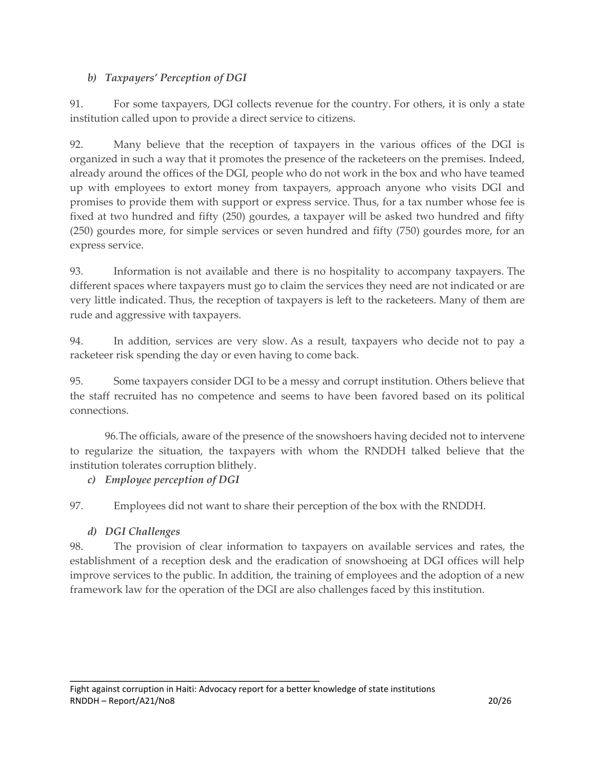### *b) Taxpayers' Perception of DGI*

91. For some taxpayers, DGI collects revenue for the country. For others, it is only a state institution called upon to provide a direct service to citizens.

92. Many believe that the reception of taxpayers in the various offices of the DGI is organized in such a way that it promotes the presence of the racketeers on the premises. Indeed, already around the offices of the DGI, people who do not work in the box and who have teamed up with employees to extort money from taxpayers, approach anyone who visits DGI and promises to provide them with support or express service. Thus, for a tax number whose fee is fixed at two hundred and fifty (250) gourdes, a taxpayer will be asked two hundred and fifty (250) gourdes more, for simple services or seven hundred and fifty (750) gourdes more, for an express service.

93. Information is not available and there is no hospitality to accompany taxpayers. The different spaces where taxpayers must go to claim the services they need are not indicated or are very little indicated. Thus, the reception of taxpayers is left to the racketeers. Many of them are rude and aggressive with taxpayers.

94. In addition, services are very slow. As a result, taxpayers who decide not to pay a racketeer risk spending the day or even having to come back.

95. Some taxpayers consider DGI to be a messy and corrupt institution. Others believe that the staff recruited has no competence and seems to have been favored based on its political connections.

96. The officials, aware of the presence of the snowshoers having decided not to intervene to regularize the situation, the taxpayers with whom the RNDDH talked believe that the institution tolerates corruption blithely.

### *c) Employee perception of DGI*

97. Employees did not want to share their perception of the box with the RNDDH.

### *d) DGI Challenges*

98. The provision of clear information to taxpayers on available services and rates, the establishment of a reception desk and the eradication of snowshoeing at DGI offices will help improve services to the public. In addition, the training of employees and the adoption of a new framework law for the operation of the DGI are also challenges faced by this institution.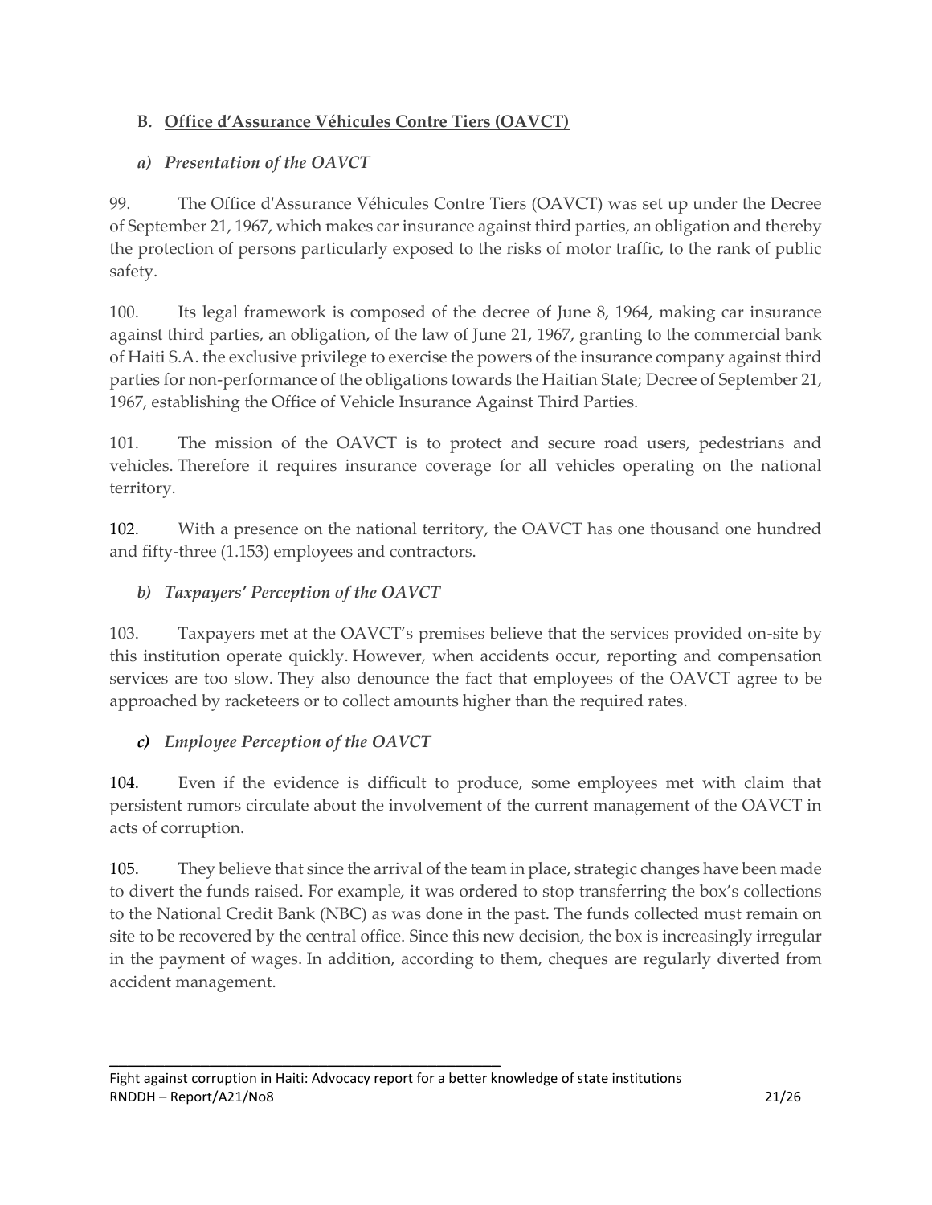## B. Office d'Assurance Véhicules Contre Tiers (OAVCT)

### *a) Presentation of the OAVCT*

99. The Office d'Assurance Véhicules Contre Tiers (OAVCT) was set up under the Decree of September 21, 1967, which makes car insurance against third parties, an obligation and thereby the protection of persons particularly exposed to the risks of motor traffic, to the rank of public safety.

100. Its legal framework is composed of the decree of June 8, 1964, making car insurance against third parties, an obligation, of the law of June 21, 1967, granting to the commercial bank of Haiti S.A. the exclusive privilege to exercise the powers of the insurance company against third parties for non-performance of the obligations towards the Haitian State; Decree of September 21, 1967, establishing the Office of Vehicle Insurance Against Third Parties.

101. The mission of the OAVCT is to protect and secure road users, pedestrians and vehicles. Therefore it requires insurance coverage for all vehicles operating on the national territory.

102. With a presence on the national territory, the OAVCT has one thousand one hundred and fifty-three (1.153) employees and contractors.

### *b) Taxpayers' Perception of the OAVCT*

103. Taxpayers met at the OAVCT's premises believe that the services provided on-site by this institution operate quickly. However, when accidents occur, reporting and compensation services are too slow. They also denounce the fact that employees of the OAVCT agree to be approached by racketeers or to collect amounts higher than the required rates.

### *c) Employee Perception of the OAVCT*

104. Even if the evidence is difficult to produce, some employees met with claim that persistent rumors circulate about the involvement of the current management of the OAVCT in acts of corruption.

105. They believe that since the arrival of the team in place, strategic changes have been made to divert the funds raised. For example, it was ordered to stop transferring the box's collections to the National Credit Bank (NBC) as was done in the past. The funds collected must remain on site to be recovered by the central office. Since this new decision, the box is increasingly irregular in the payment of wages. In addition, according to them, cheques are regularly diverted from accident management.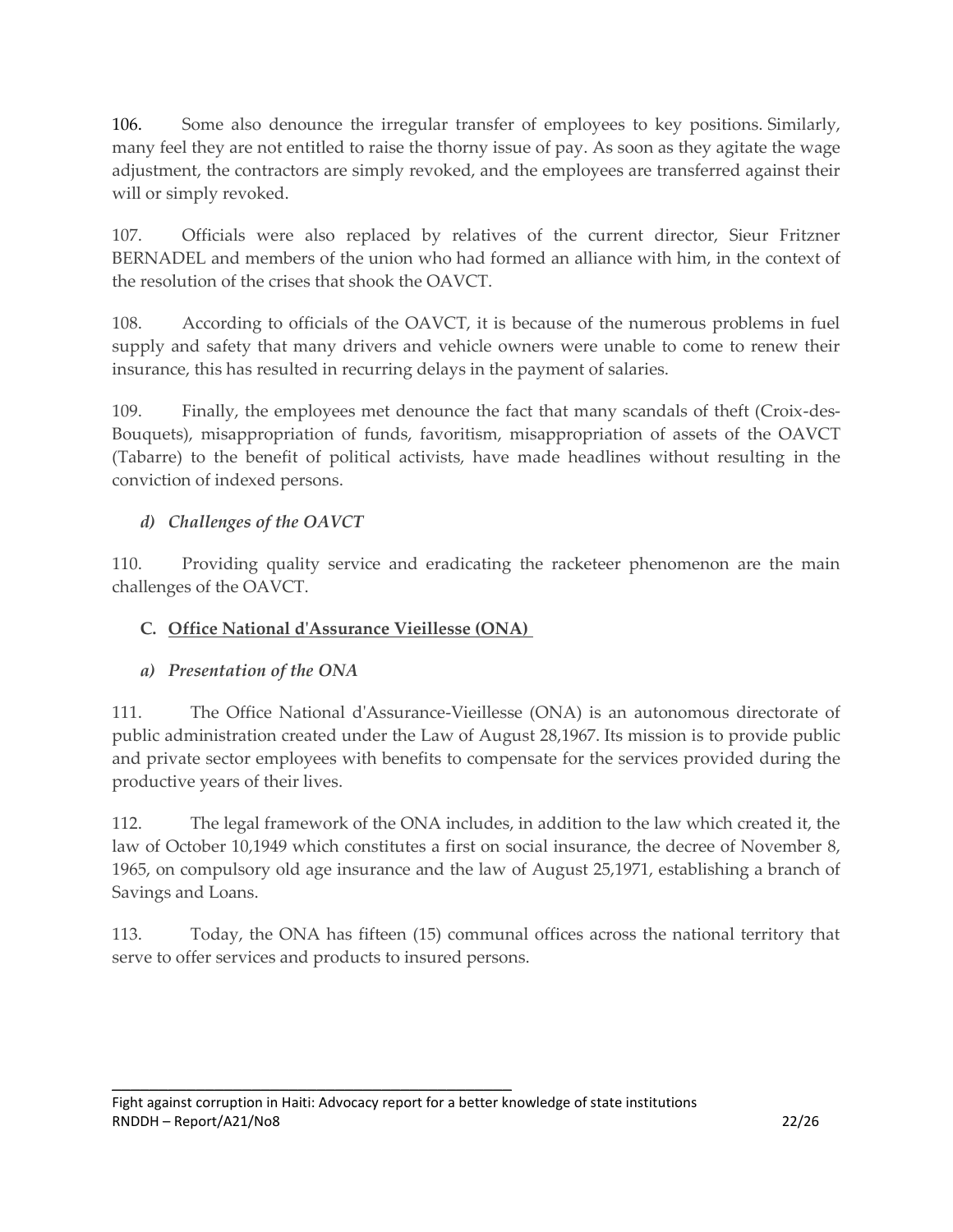106. Some also denounce the irregular transfer of employees to key positions. Similarly, many feel they are not entitled to raise the thorny issue of pay. As soon as they agitate the wage adjustment, the contractors are simply revoked, and the employees are transferred against their will or simply revoked.

107. Officials were also replaced by relatives of the current director, Sieur Fritzner BERNADEL and members of the union who had formed an alliance with him, in the context of the resolution of the crises that shook the OAVCT.

108. According to officials of the OAVCT, it is because of the numerous problems in fuel supply and safety that many drivers and vehicle owners were unable to come to renew their insurance, this has resulted in recurring delays in the payment of salaries.

109. Finally, the employees met denounce the fact that many scandals of theft (Croix-des-Bouquets), misappropriation of funds, favoritism, misappropriation of assets of the OAVCT (Tabarre) to the benefit of political activists, have made headlines without resulting in the conviction of indexed persons.

### *d) Challenges of the OAVCT*

110. Providing quality service and eradicating the racketeer phenomenon are the main challenges of the OAVCT.

## **C. <u>Office National d'Assurance Vieillesse (ONA)</u>**

### *a) Presentation of the ONA*

111. The Office National d'Assurance-Vieillesse (ONA) is an autonomous directorate of public administration created under the Law of August 28,1967. Its mission is to provide public and private sector employees with benefits to compensate for the services provided during the productive years of their lives.

112. The legal framework of the ONA includes, in addition to the law which created it, the law of October 10,1949 which constitutes a first on social insurance, the decree of November 8, 1965, on compulsory old age insurance and the law of August 25,1971, establishing a branch of Savings and Loans.

113. Today, the ONA has fifteen (15) communal offices across the national territory that serve to offer services and products to insured persons.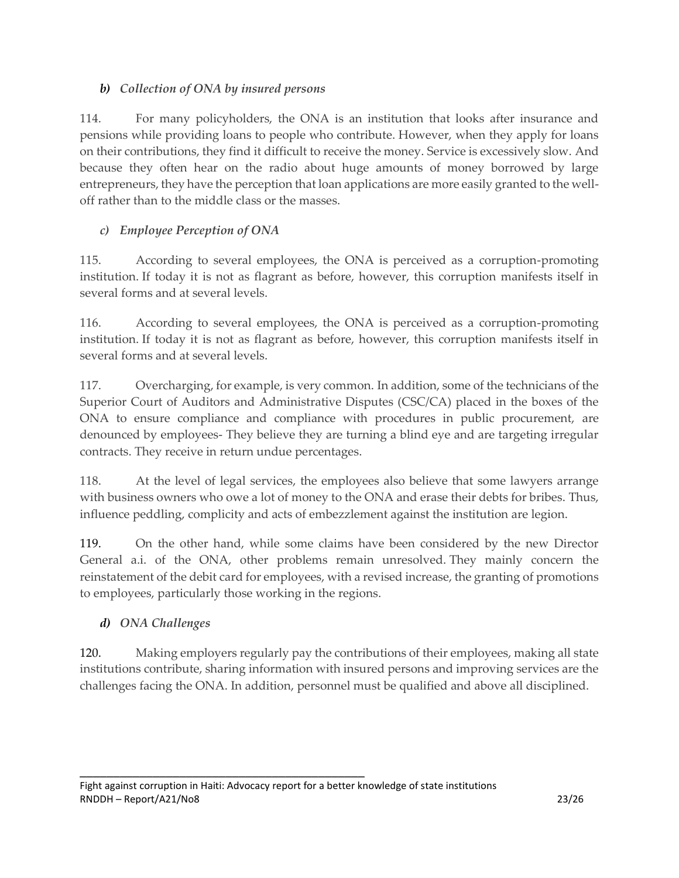### *b) Collection of ONA by insured persons*

114. For many policyholders, the ONA is an institution that looks after insurance and pensions while providing loans to people who contribute. However, when they apply for loans on their contributions, they find it difficult to receive the money. Service is excessively slow. And because they often hear on the radio about huge amounts of money borrowed by large entrepreneurs, they have the perception that loan applications are more easily granted to the well-off rather than to the middle class or the masses.

### *c) Employee Perception of ONA*

115. According to several employees, the ONA is perceived as a corruption-promoting institution. If today it is not as flagrant as before, however, this corruption manifests itself in several forms and at several levels.

116. According to several employees, the ONA is perceived as a corruption-promoting institution. If today it is not as flagrant as before, however, this corruption manifests itself in several forms and at several levels.

117. Overcharging, for example, is very common. In addition, some of the technicians of the Superior Court of Auditors and Administrative Disputes (CSC/CA) placed in the boxes of the ONA to ensure compliance and compliance with procedures in public procurement, are denounced by employees- They believe they are turning a blind eye and are targeting irregular contracts. They receive in return undue percentages.

118. At the level of legal services, the employees also believe that some lawyers arrange with business owners who owe a lot of money to the ONA and erase their debts for bribes. Thus, influence peddling, complicity and acts of embezzlement against the institution are legion.

119. On the other hand, while some claims have been considered by the new Director General a.i. of the ONA, other problems remain unresolved. They mainly concern the reinstatement of the debit card for employees, with a revised increase, the granting of promotions to employees, particularly those working in the regions.

### *d) ONA Challenges*

120. Making employers regularly pay the contributions of their employees, making all state institutions contribute, sharing information with insured persons and improving services are the challenges facing the ONA. In addition, personnel must be qualified and above all disciplined.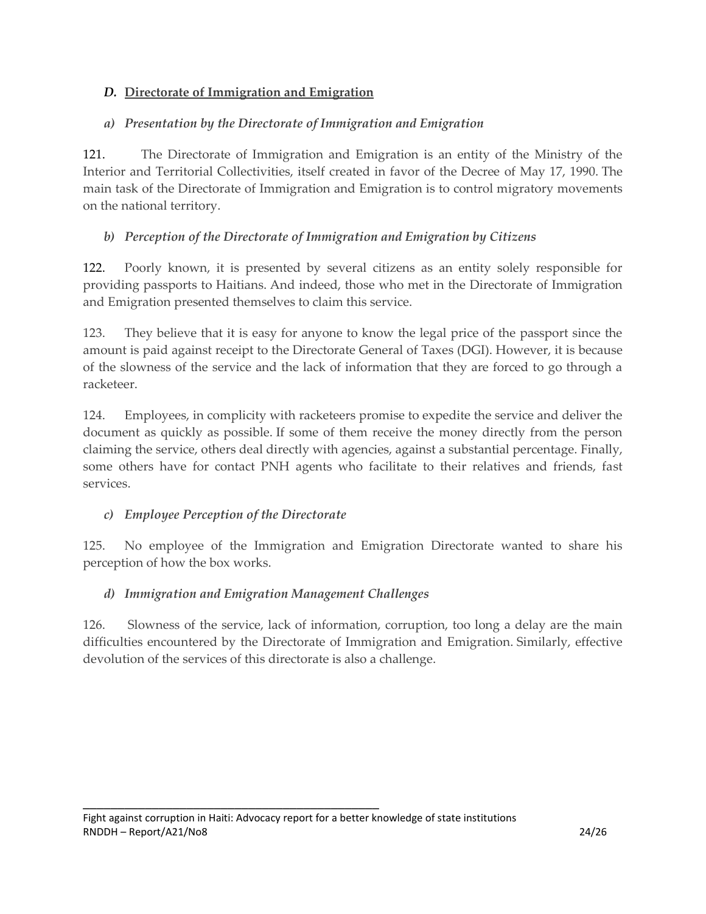### *D.* Directorate of Immigration and Emigration

#### *a) Presentation by the Directorate of Immigration and Emigration*

121. The Directorate of Immigration and Emigration is an entity of the Ministry of the Interior and Territorial Collectivities, itself created in favor of the Decree of May 17, 1990. The main task of the Directorate of Immigration and Emigration is to control migratory movements on the national territory.

#### *b) Perception of the Directorate of Immigration and Emigration by Citizens*

122. Poorly known, it is presented by several citizens as an entity solely responsible for providing passports to Haitians. And indeed, those who met in the Directorate of Immigration and Emigration presented themselves to claim this service.

123. They believe that it is easy for anyone to know the legal price of the passport since the amount is paid against receipt to the Directorate General of Taxes (DGI). However, it is because of the slowness of the service and the lack of information that they are forced to go through a racketeer.

124. Employees, in complicity with racketeers promise to expedite the service and deliver the document as quickly as possible. If some of them receive the money directly from the person claiming the service, others deal directly with agencies, against a substantial percentage. Finally, some others have for contact PNH agents who facilitate to their relatives and friends, fast services.

#### *c) Employee Perception of the Directorate*

125. No employee of the Immigration and Emigration Directorate wanted to share his perception of how the box works.

#### *d) Immigration and Emigration Management Challenges*

126. Slowness of the service, lack of information, corruption, too long a delay are the main difficulties encountered by the Directorate of Immigration and Emigration. Similarly, effective devolution of the services of this directorate is also a challenge.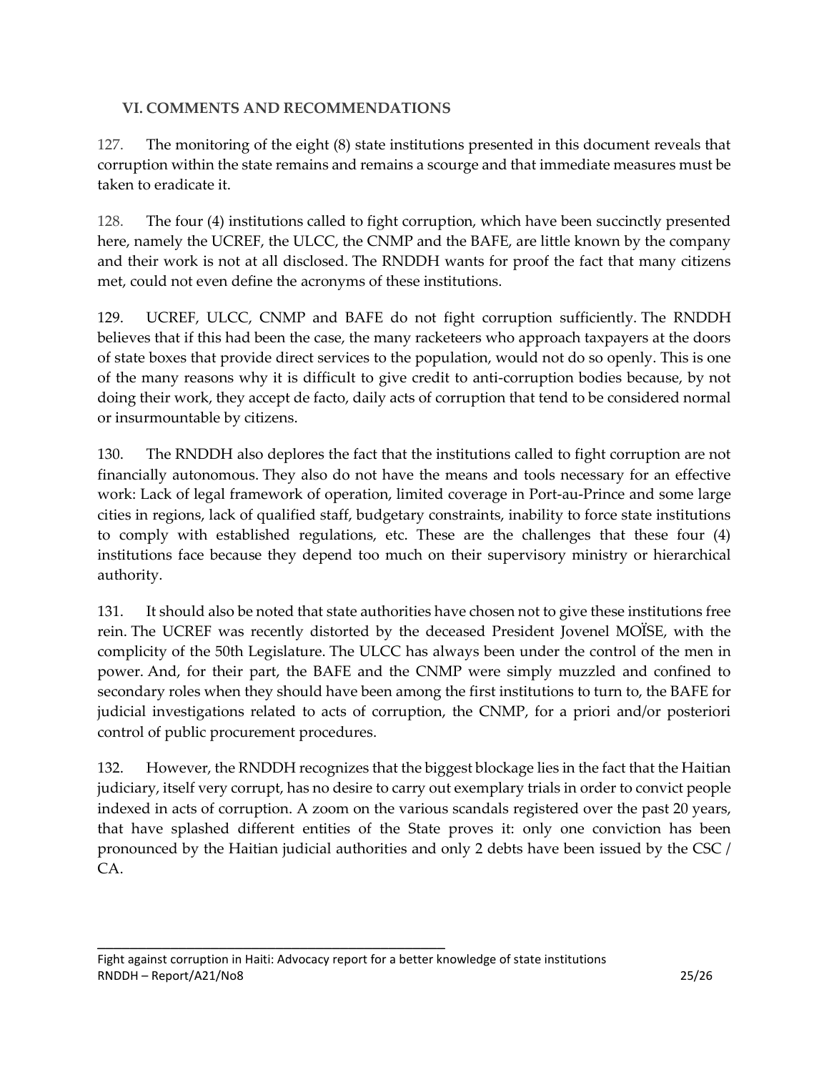## VI. COMMENTS AND RECOMMENDATIONS

127. The monitoring of the eight (8) state institutions presented in this document reveals that corruption within the state remains and remains a scourge and that immediate measures must be taken to eradicate it.

128. The four (4) institutions called to fight corruption, which have been succinctly presented here, namely the UCREF, the ULCC, the CNMP and the BAFE, are little known by the company and their work is not at all disclosed. The RNDDH wants for proof the fact that many citizens met, could not even define the acronyms of these institutions.

129. UCREF, ULCC, CNMP and BAFE do not fight corruption sufficiently. The RNDDH believes that if this had been the case, the many racketeers who approach taxpayers at the doors of state boxes that provide direct services to the population, would not do so openly. This is one of the many reasons why it is difficult to give credit to anti-corruption bodies because, by not doing their work, they accept de facto, daily acts of corruption that tend to be considered normal or insurmountable by citizens.

130. The RNDDH also deplores the fact that the institutions called to fight corruption are not financially autonomous. They also do not have the means and tools necessary for an effective work: Lack of legal framework of operation, limited coverage in Port-au-Prince and some large cities in regions, lack of qualified staff, budgetary constraints, inability to force state institutions to comply with established regulations, etc. These are the challenges that these four (4) institutions face because they depend too much on their supervisory ministry or hierarchical authority.

131. It should also be noted that state authorities have chosen not to give these institutions free rein. The UCREF was recently distorted by the deceased President Jovenel MOÏSE, with the complicity of the 50th Legislature. The ULCC has always been under the control of the men in power. And, for their part, the BAFE and the CNMP were simply muzzled and confined to secondary roles when they should have been among the first institutions to turn to, the BAFE for judicial investigations related to acts of corruption, the CNMP, for a priori and/or posteriori control of public procurement procedures.

132. However, the RNDDH recognizes that the biggest blockage lies in the fact that the Haitian judiciary, itself very corrupt, has no desire to carry out exemplary trials in order to convict people indexed in acts of corruption. A zoom on the various scandals registered over the past 20 years, that have splashed different entities of the State proves it: only one conviction has been pronounced by the Haitian judicial authorities and only 2 debts have been issued by the CSC / CA.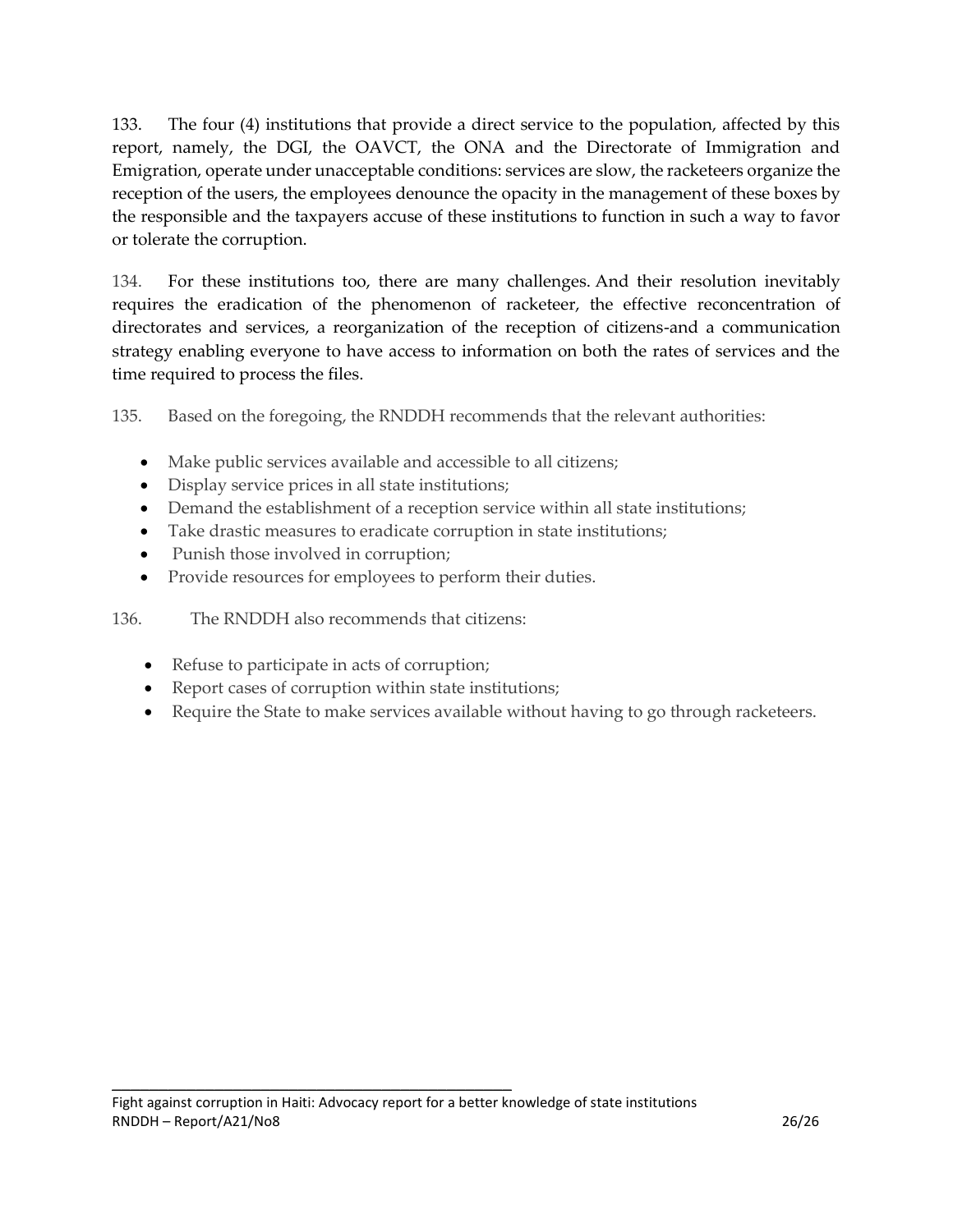133. The four (4) institutions that provide a direct service to the population, affected by this report, namely, the DGI, the OAVCT, the ONA and the Directorate of Immigration and Emigration, operate under unacceptable conditions: services are slow, the racketeers organize the reception of the users, the employees denounce the opacity in the management of these boxes by the responsible and the taxpayers accuse of these institutions to function in such a way to favor or tolerate the corruption.

134. For these institutions too, there are many challenges. And their resolution inevitably requires the eradication of the phenomenon of racketeer, the effective reconcentration of directorates and services, a reorganization of the reception of citizens-and a communication strategy enabling everyone to have access to information on both the rates of services and the time required to process the files.

135. Based on the foregoing, the RNDDH recommends that the relevant authorities:

- Make public services available and accessible to all citizens;
- Display service prices in all state institutions;
- Demand the establishment of a reception service within all state institutions;
- Take drastic measures to eradicate corruption in state institutions;
- Punish those involved in corruption;
- Provide resources for employees to perform their duties.

136. The RNDDH also recommends that citizens:

- Refuse to participate in acts of corruption;
- Report cases of corruption within state institutions;
- Require the State to make services available without having to go through racketeers.